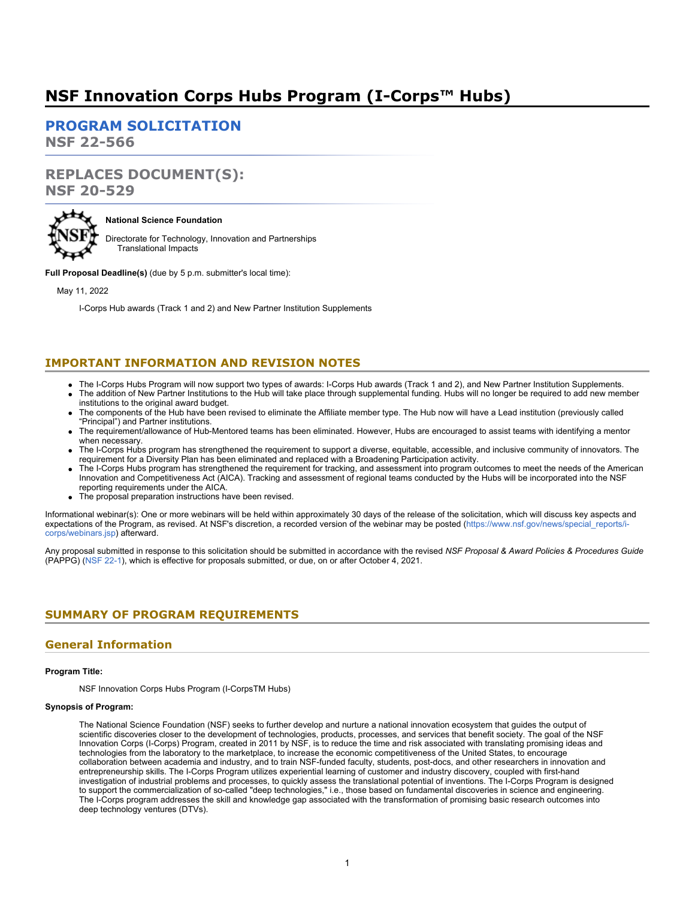# NSF Innovation Corps Hubs Program (I-Corps™ Hubs)

## PROGRAM SOLICITATION
**NSF 22-566**

## REPLACES DOCUMENT(S):
**NSF 20-529**

**National Science Foundation**

Directorate for Technology, Innovation and Partnerships
    Translational Impacts

**Full Proposal Deadline(s)** (due by 5 p.m. submitter's local time):

May 11, 2022

I-Corps Hub awards (Track 1 and 2) and New Partner Institution Supplements

## IMPORTANT INFORMATION AND REVISION NOTES

- The I-Corps Hubs Program will now support two types of awards: I-Corps Hub awards (Track 1 and 2), and New Partner Institution Supplements.
- The addition of New Partner Institutions to the Hub will take place through supplemental funding. Hubs will no longer be required to add new member institutions to the original award budget.
- The components of the Hub have been revised to eliminate the Affiliate member type. The Hub now will have a Lead institution (previously called "Principal") and Partner institutions.
- The requirement/allowance of Hub-Mentored teams has been eliminated. However, Hubs are encouraged to assist teams with identifying a mentor when necessary.
- The I-Corps Hubs program has strengthened the requirement to support a diverse, equitable, accessible, and inclusive community of innovators. The requirement for a Diversity Plan has been eliminated and replaced with a Broadening Participation activity.
- The I-Corps Hubs program has strengthened the requirement for tracking, and assessment into program outcomes to meet the needs of the American Innovation and Competitiveness Act (AICA). Tracking and assessment of regional teams conducted by the Hubs will be incorporated into the NSF reporting requirements under the AICA.
- The proposal preparation instructions have been revised.

Informational webinar(s): One or more webinars will be held within approximately 30 days of the release of the solicitation, which will discuss key aspects and expectations of the Program, as revised. At NSF's discretion, a recorded version of the webinar may be posted (https://www.nsf.gov/news/special_reports/i-corps/webinars.jsp) afterward.

Any proposal submitted in response to this solicitation should be submitted in accordance with the revised *NSF Proposal & Award Policies & Procedures Guide* (PAPPG) (NSF 22-1), which is effective for proposals submitted, or due, on or after October 4, 2021.

## SUMMARY OF PROGRAM REQUIREMENTS

### General Information

**Program Title:**

NSF Innovation Corps Hubs Program (I-CorpsTM Hubs)

**Synopsis of Program:**

The National Science Foundation (NSF) seeks to further develop and nurture a national innovation ecosystem that guides the output of scientific discoveries closer to the development of technologies, products, processes, and services that benefit society. The goal of the NSF Innovation Corps (I-Corps) Program, created in 2011 by NSF, is to reduce the time and risk associated with translating promising ideas and technologies from the laboratory to the marketplace, to increase the economic competitiveness of the United States, to encourage collaboration between academia and industry, and to train NSF-funded faculty, students, post-docs, and other researchers in innovation and entrepreneurship skills. The I-Corps Program utilizes experiential learning of customer and industry discovery, coupled with first-hand investigation of industrial problems and processes, to quickly assess the translational potential of inventions. The I-Corps Program is designed to support the commercialization of so-called "deep technologies," i.e., those based on fundamental discoveries in science and engineering. The I-Corps program addresses the skill and knowledge gap associated with the transformation of promising basic research outcomes into deep technology ventures (DTVs).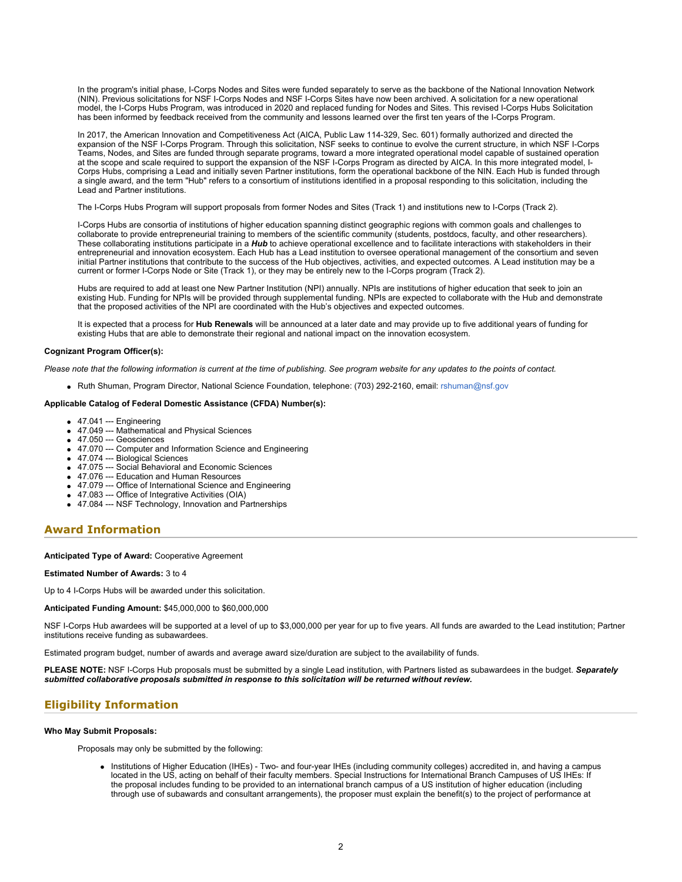In the program's initial phase, I-Corps Nodes and Sites were funded separately to serve as the backbone of the National Innovation Network (NIN). Previous solicitations for NSF I-Corps Nodes and NSF I-Corps Sites have now been archived. A solicitation for a new operational model, the I-Corps Hubs Program, was introduced in 2020 and replaced funding for Nodes and Sites. This revised I-Corps Hubs Solicitation has been informed by feedback received from the community and lessons learned over the first ten years of the I-Corps Program.

In 2017, the American Innovation and Competitiveness Act (AICA, Public Law 114-329, Sec. 601) formally authorized and directed the expansion of the NSF I-Corps Program. Through this solicitation, NSF seeks to continue to evolve the current structure, in which NSF I-Corps Teams, Nodes, and Sites are funded through separate programs, toward a more integrated operational model capable of sustained operation at the scope and scale required to support the expansion of the NSF I-Corps Program as directed by AICA. In this more integrated model, I-Corps Hubs, comprising a Lead and initially seven Partner institutions, form the operational backbone of the NIN. Each Hub is funded through a single award, and the term "Hub" refers to a consortium of institutions identified in a proposal responding to this solicitation, including the Lead and Partner institutions.

The I-Corps Hubs Program will support proposals from former Nodes and Sites (Track 1) and institutions new to I-Corps (Track 2).

I-Corps Hubs are consortia of institutions of higher education spanning distinct geographic regions with common goals and challenges to collaborate to provide entrepreneurial training to members of the scientific community (students, postdocs, faculty, and other researchers). These collaborating institutions participate in a ***Hub*** to achieve operational excellence and to facilitate interactions with stakeholders in their entrepreneurial and innovation ecosystem. Each Hub has a Lead institution to oversee operational management of the consortium and seven initial Partner institutions that contribute to the success of the Hub objectives, activities, and expected outcomes. A Lead institution may be a current or former I-Corps Node or Site (Track 1), or they may be entirely new to the I-Corps program (Track 2).

Hubs are required to add at least one New Partner Institution (NPI) annually. NPIs are institutions of higher education that seek to join an existing Hub. Funding for NPIs will be provided through supplemental funding. NPIs are expected to collaborate with the Hub and demonstrate that the proposed activities of the NPI are coordinated with the Hub's objectives and expected outcomes.

It is expected that a process for **Hub Renewals** will be announced at a later date and may provide up to five additional years of funding for existing Hubs that are able to demonstrate their regional and national impact on the innovation ecosystem.

**Cognizant Program Officer(s):**

*Please note that the following information is current at the time of publishing. See program website for any updates to the points of contact.*

- Ruth Shuman, Program Director, National Science Foundation, telephone: (703) 292-2160, email: rshuman@nsf.gov

**Applicable Catalog of Federal Domestic Assistance (CFDA) Number(s):**

- 47.041 --- Engineering
- 47.049 --- Mathematical and Physical Sciences
- 47.050 --- Geosciences
- 47.070 --- Computer and Information Science and Engineering
- 47.074 --- Biological Sciences
- 47.075 --- Social Behavioral and Economic Sciences
- 47.076 --- Education and Human Resources
- 47.079 --- Office of International Science and Engineering
- 47.083 --- Office of Integrative Activities (OIA)
- 47.084 --- NSF Technology, Innovation and Partnerships

## Award Information

**Anticipated Type of Award:** Cooperative Agreement

**Estimated Number of Awards:** 3 to 4

Up to 4 I-Corps Hubs will be awarded under this solicitation.

**Anticipated Funding Amount:** $45,000,000 to $60,000,000

NSF I-Corps Hub awardees will be supported at a level of up to $3,000,000 per year for up to five years. All funds are awarded to the Lead institution; Partner institutions receive funding as subawardees.

Estimated program budget, number of awards and average award size/duration are subject to the availability of funds.

**PLEASE NOTE:** NSF I-Corps Hub proposals must be submitted by a single Lead institution, with Partners listed as subawardees in the budget. ***Separately submitted collaborative proposals submitted in response to this solicitation will be returned without review.***

## Eligibility Information

**Who May Submit Proposals:**

Proposals may only be submitted by the following:

- Institutions of Higher Education (IHEs) - Two- and four-year IHEs (including community colleges) accredited in, and having a campus located in the US, acting on behalf of their faculty members. Special Instructions for International Branch Campuses of US IHEs: If the proposal includes funding to be provided to an international branch campus of a US institution of higher education (including through use of subawards and consultant arrangements), the proposer must explain the benefit(s) to the project of performance at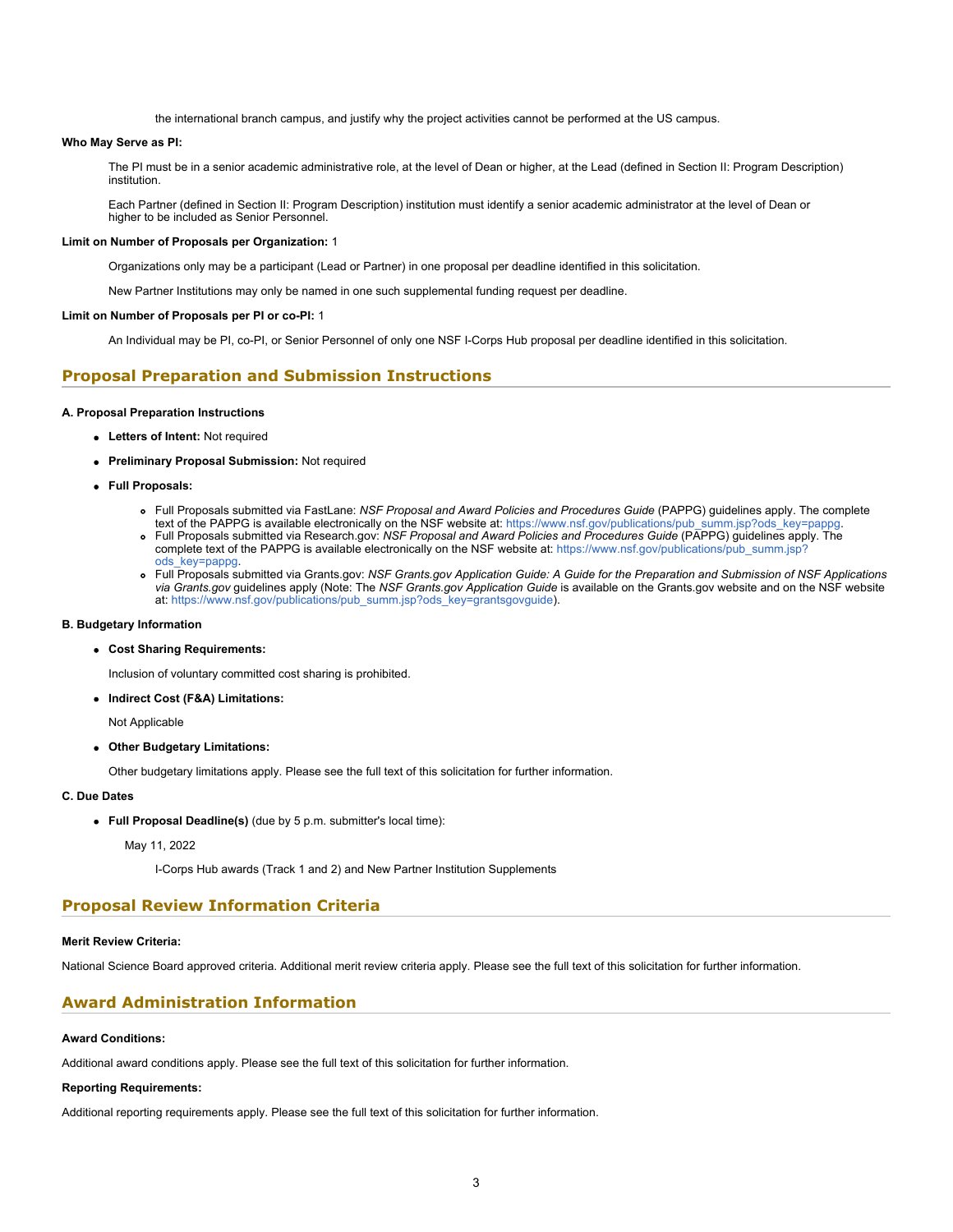the international branch campus, and justify why the project activities cannot be performed at the US campus.

**Who May Serve as PI:**

The PI must be in a senior academic administrative role, at the level of Dean or higher, at the Lead (defined in Section II: Program Description) institution.

Each Partner (defined in Section II: Program Description) institution must identify a senior academic administrator at the level of Dean or higher to be included as Senior Personnel.

**Limit on Number of Proposals per Organization:** 1

Organizations only may be a participant (Lead or Partner) in one proposal per deadline identified in this solicitation.

New Partner Institutions may only be named in one such supplemental funding request per deadline.

**Limit on Number of Proposals per PI or co-PI:** 1

An Individual may be PI, co-PI, or Senior Personnel of only one NSF I-Corps Hub proposal per deadline identified in this solicitation.

## Proposal Preparation and Submission Instructions

**A. Proposal Preparation Instructions**

- **Letters of Intent:** Not required
- **Preliminary Proposal Submission:** Not required
- **Full Proposals:**
  - Full Proposals submitted via FastLane: *NSF Proposal and Award Policies and Procedures Guide* (PAPPG) guidelines apply. The complete text of the PAPPG is available electronically on the NSF website at: https://www.nsf.gov/publications/pub_summ.jsp?ods_key=pappg.
  - Full Proposals submitted via Research.gov: *NSF Proposal and Award Policies and Procedures Guide* (PAPPG) guidelines apply. The complete text of the PAPPG is available electronically on the NSF website at: https://www.nsf.gov/publications/pub_summ.jsp?ods_key=pappg.
  - Full Proposals submitted via Grants.gov: *NSF Grants.gov Application Guide: A Guide for the Preparation and Submission of NSF Applications via Grants.gov* guidelines apply (Note: The *NSF Grants.gov Application Guide* is available on the Grants.gov website and on the NSF website at: https://www.nsf.gov/publications/pub_summ.jsp?ods_key=grantsgovguide).

**B. Budgetary Information**

- **Cost Sharing Requirements:**

  Inclusion of voluntary committed cost sharing is prohibited.

- **Indirect Cost (F&A) Limitations:**

  Not Applicable

- **Other Budgetary Limitations:**

  Other budgetary limitations apply. Please see the full text of this solicitation for further information.

**C. Due Dates**

- **Full Proposal Deadline(s)** (due by 5 p.m. submitter's local time):

  May 11, 2022

  I-Corps Hub awards (Track 1 and 2) and New Partner Institution Supplements

## Proposal Review Information Criteria

**Merit Review Criteria:**

National Science Board approved criteria. Additional merit review criteria apply. Please see the full text of this solicitation for further information.

## Award Administration Information

**Award Conditions:**

Additional award conditions apply. Please see the full text of this solicitation for further information.

**Reporting Requirements:**

Additional reporting requirements apply. Please see the full text of this solicitation for further information.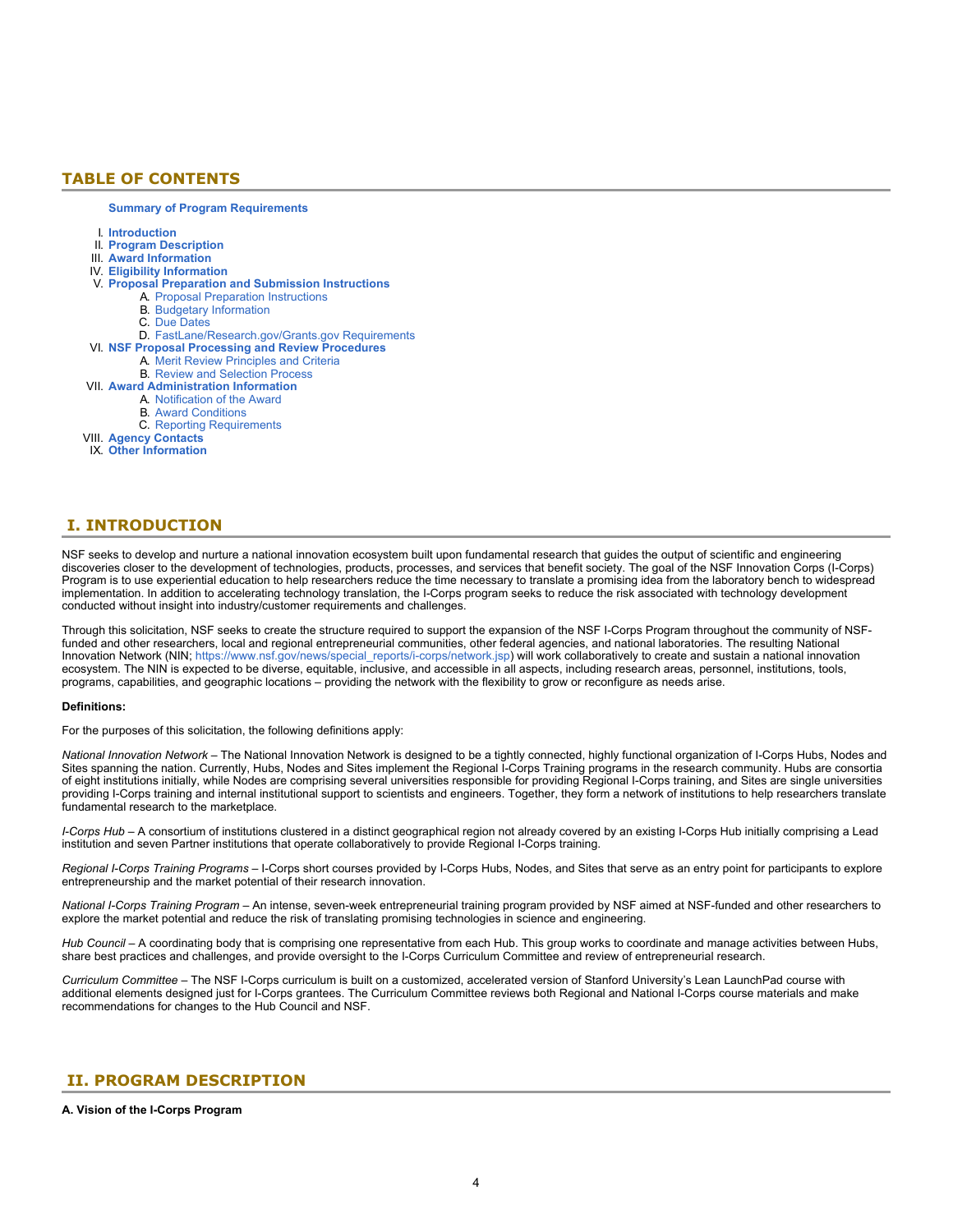## TABLE OF CONTENTS

**Summary of Program Requirements**

I. **Introduction**
II. **Program Description**
III. **Award Information**
IV. **Eligibility Information**
V. **Proposal Preparation and Submission Instructions**
   A. Proposal Preparation Instructions
   B. Budgetary Information
   C. Due Dates
   D. FastLane/Research.gov/Grants.gov Requirements
VI. **NSF Proposal Processing and Review Procedures**
   A. Merit Review Principles and Criteria
   B. Review and Selection Process
VII. **Award Administration Information**
   A. Notification of the Award
   B. Award Conditions
   C. Reporting Requirements
VIII. **Agency Contacts**
IX. **Other Information**

## I. INTRODUCTION

NSF seeks to develop and nurture a national innovation ecosystem built upon fundamental research that guides the output of scientific and engineering discoveries closer to the development of technologies, products, processes, and services that benefit society. The goal of the NSF Innovation Corps (I-Corps) Program is to use experiential education to help researchers reduce the time necessary to translate a promising idea from the laboratory bench to widespread implementation. In addition to accelerating technology translation, the I-Corps program seeks to reduce the risk associated with technology development conducted without insight into industry/customer requirements and challenges.

Through this solicitation, NSF seeks to create the structure required to support the expansion of the NSF I-Corps Program throughout the community of NSF-funded and other researchers, local and regional entrepreneurial communities, other federal agencies, and national laboratories. The resulting National Innovation Network (NIN; https://www.nsf.gov/news/special_reports/i-corps/network.jsp) will work collaboratively to create and sustain a national innovation ecosystem. The NIN is expected to be diverse, equitable, inclusive, and accessible in all aspects, including research areas, personnel, institutions, tools, programs, capabilities, and geographic locations – providing the network with the flexibility to grow or reconfigure as needs arise.

**Definitions:**

For the purposes of this solicitation, the following definitions apply:

*National Innovation Network* – The National Innovation Network is designed to be a tightly connected, highly functional organization of I-Corps Hubs, Nodes and Sites spanning the nation. Currently, Hubs, Nodes and Sites implement the Regional I-Corps Training programs in the research community. Hubs are consortia of eight institutions initially, while Nodes are comprising several universities responsible for providing Regional I-Corps training, and Sites are single universities providing I-Corps training and internal institutional support to scientists and engineers. Together, they form a network of institutions to help researchers translate fundamental research to the marketplace.

*I-Corps Hub* – A consortium of institutions clustered in a distinct geographical region not already covered by an existing I-Corps Hub initially comprising a Lead institution and seven Partner institutions that operate collaboratively to provide Regional I-Corps training.

*Regional I-Corps Training Programs* – I-Corps short courses provided by I-Corps Hubs, Nodes, and Sites that serve as an entry point for participants to explore entrepreneurship and the market potential of their research innovation.

*National I-Corps Training Program* – An intense, seven-week entrepreneurial training program provided by NSF aimed at NSF-funded and other researchers to explore the market potential and reduce the risk of translating promising technologies in science and engineering.

*Hub Council* – A coordinating body that is comprising one representative from each Hub. This group works to coordinate and manage activities between Hubs, share best practices and challenges, and provide oversight to the I-Corps Curriculum Committee and review of entrepreneurial research.

*Curriculum Committee* – The NSF I-Corps curriculum is built on a customized, accelerated version of Stanford University's Lean LaunchPad course with additional elements designed just for I-Corps grantees. The Curriculum Committee reviews both Regional and National I-Corps course materials and make recommendations for changes to the Hub Council and NSF.

## II. PROGRAM DESCRIPTION

**A. Vision of the I-Corps Program**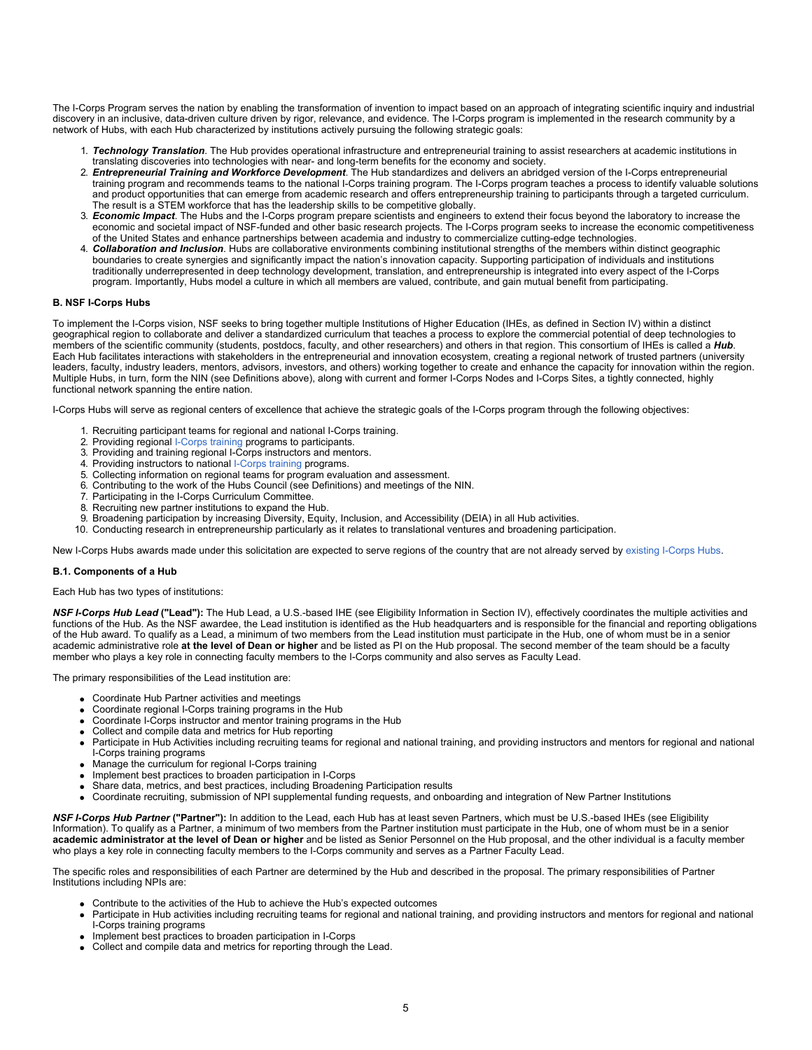The I-Corps Program serves the nation by enabling the transformation of invention to impact based on an approach of integrating scientific inquiry and industrial discovery in an inclusive, data-driven culture driven by rigor, relevance, and evidence. The I-Corps program is implemented in the research community by a network of Hubs, with each Hub characterized by institutions actively pursuing the following strategic goals:

1. ***Technology Translation***. The Hub provides operational infrastructure and entrepreneurial training to assist researchers at academic institutions in translating discoveries into technologies with near- and long-term benefits for the economy and society.
2. ***Entrepreneurial Training and Workforce Development***. The Hub standardizes and delivers an abridged version of the I-Corps entrepreneurial training program and recommends teams to the national I-Corps training program. The I-Corps program teaches a process to identify valuable solutions and product opportunities that can emerge from academic research and offers entrepreneurship training to participants through a targeted curriculum. The result is a STEM workforce that has the leadership skills to be competitive globally.
3. ***Economic Impact***. The Hubs and the I-Corps program prepare scientists and engineers to extend their focus beyond the laboratory to increase the economic and societal impact of NSF-funded and other basic research projects. The I-Corps program seeks to increase the economic competitiveness of the United States and enhance partnerships between academia and industry to commercialize cutting-edge technologies.
4. ***Collaboration and Inclusion***. Hubs are collaborative environments combining institutional strengths of the members within distinct geographic boundaries to create synergies and significantly impact the nation's innovation capacity. Supporting participation of individuals and institutions traditionally underrepresented in deep technology development, translation, and entrepreneurship is integrated into every aspect of the I-Corps program. Importantly, Hubs model a culture in which all members are valued, contribute, and gain mutual benefit from participating.

**B. NSF I-Corps Hubs**

To implement the I-Corps vision, NSF seeks to bring together multiple Institutions of Higher Education (IHEs, as defined in Section IV) within a distinct geographical region to collaborate and deliver a standardized curriculum that teaches a process to explore the commercial potential of deep technologies to members of the scientific community (students, postdocs, faculty, and other researchers) and others in that region. This consortium of IHEs is called a ***Hub***. Each Hub facilitates interactions with stakeholders in the entrepreneurial and innovation ecosystem, creating a regional network of trusted partners (university leaders, faculty, industry leaders, mentors, advisors, investors, and others) working together to create and enhance the capacity for innovation within the region. Multiple Hubs, in turn, form the NIN (see Definitions above), along with current and former I-Corps Nodes and I-Corps Sites, a tightly connected, highly functional network spanning the entire nation.

I-Corps Hubs will serve as regional centers of excellence that achieve the strategic goals of the I-Corps program through the following objectives:

1. Recruiting participant teams for regional and national I-Corps training.
2. Providing regional I-Corps training programs to participants.
3. Providing and training regional I-Corps instructors and mentors.
4. Providing instructors to national I-Corps training programs.
5. Collecting information on regional teams for program evaluation and assessment.
6. Contributing to the work of the Hubs Council (see Definitions) and meetings of the NIN.
7. Participating in the I-Corps Curriculum Committee.
8. Recruiting new partner institutions to expand the Hub.
9. Broadening participation by increasing Diversity, Equity, Inclusion, and Accessibility (DEIA) in all Hub activities.
10. Conducting research in entrepreneurship particularly as it relates to translational ventures and broadening participation.

New I-Corps Hubs awards made under this solicitation are expected to serve regions of the country that are not already served by existing I-Corps Hubs.

**B.1. Components of a Hub**

Each Hub has two types of institutions:

***NSF I-Corps Hub Lead*** **("Lead"):** The Hub Lead, a U.S.-based IHE (see Eligibility Information in Section IV), effectively coordinates the multiple activities and functions of the Hub. As the NSF awardee, the Lead institution is identified as the Hub headquarters and is responsible for the financial and reporting obligations of the Hub award. To qualify as a Lead, a minimum of two members from the Lead institution must participate in the Hub, one of whom must be in a senior academic administrative role **at the level of Dean or higher** and be listed as PI on the Hub proposal. The second member of the team should be a faculty member who plays a key role in connecting faculty members to the I-Corps community and also serves as Faculty Lead.

The primary responsibilities of the Lead institution are:

- Coordinate Hub Partner activities and meetings
- Coordinate regional I-Corps training programs in the Hub
- Coordinate I-Corps instructor and mentor training programs in the Hub
- Collect and compile data and metrics for Hub reporting
- Participate in Hub Activities including recruiting teams for regional and national training, and providing instructors and mentors for regional and national I-Corps training programs
- Manage the curriculum for regional I-Corps training
- Implement best practices to broaden participation in I-Corps
- Share data, metrics, and best practices, including Broadening Participation results
- Coordinate recruiting, submission of NPI supplemental funding requests, and onboarding and integration of New Partner Institutions

***NSF I-Corps Hub Partner*** **("Partner"):** In addition to the Lead, each Hub has at least seven Partners, which must be U.S.-based IHEs (see Eligibility Information). To qualify as a Partner, a minimum of two members from the Partner institution must participate in the Hub, one of whom must be a senior **academic administrator at the level of Dean or higher** and be listed as Senior Personnel on the Hub proposal, and the other individual is a faculty member who plays a key role in connecting faculty members to the I-Corps community and serves as a Partner Faculty Lead.

The specific roles and responsibilities of each Partner are determined by the Hub and described in the proposal. The primary responsibilities of Partner Institutions including NPIs are:

- Contribute to the activities of the Hub to achieve the Hub's expected outcomes
- Participate in Hub activities including recruiting teams for regional and national training, and providing instructors and mentors for regional and national I-Corps training programs
- Implement best practices to broaden participation in I-Corps
- Collect and compile data and metrics for reporting through the Lead.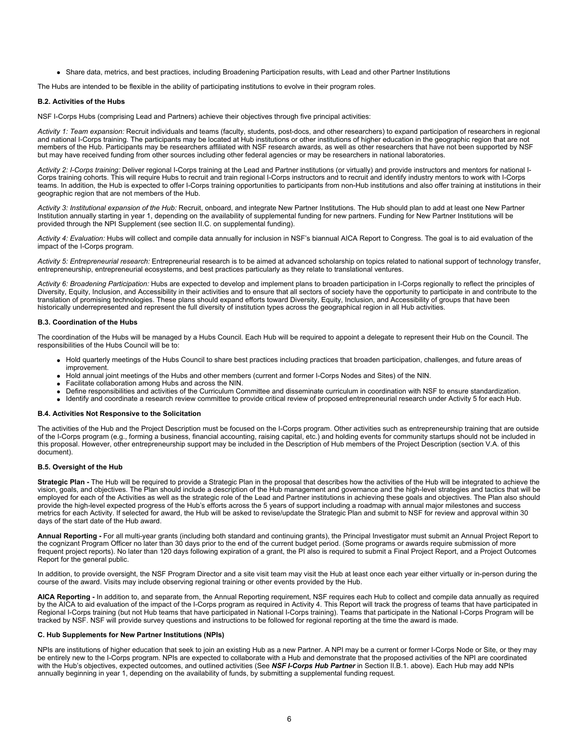- Share data, metrics, and best practices, including Broadening Participation results, with Lead and other Partner Institutions

The Hubs are intended to be flexible in the ability of participating institutions to evolve in their program roles.

### B.2. Activities of the Hubs

NSF I-Corps Hubs (comprising Lead and Partners) achieve their objectives through five principal activities:

*Activity 1: Team expansion:* Recruit individuals and teams (faculty, students, post-docs, and other researchers) to expand participation of researchers in regional and national I-Corps training. The participants may be located at Hub institutions or other institutions of higher education in the geographic region that are not members of the Hub. Participants may be researchers affiliated with NSF research awards, as well as other researchers that have not been supported by NSF but may have received funding from other sources including other federal agencies or may be researchers in national laboratories.

*Activity 2: I-Corps training:* Deliver regional I-Corps training at the Lead and Partner institutions (or virtually) and provide instructors and mentors for national I-Corps training cohorts. This will require Hubs to recruit and train regional I-Corps instructors and to recruit and identify industry mentors to work with I-Corps teams. In addition, the Hub is expected to offer I-Corps training opportunities to participants from non-Hub institutions and also offer training at institutions in their geographic region that are not members of the Hub.

*Activity 3: Institutional expansion of the Hub:* Recruit, onboard, and integrate New Partner Institutions. The Hub should plan to add at least one New Partner Institution annually starting in year 1, depending on the availability of supplemental funding for new partners. Funding for New Partner Institutions will be provided through the NPI Supplement (see section II.C. on supplemental funding).

*Activity 4: Evaluation:* Hubs will collect and compile data annually for inclusion in NSF's biannual AICA Report to Congress. The goal is to aid evaluation of the impact of the I-Corps program.

*Activity 5: Entrepreneurial research:* Entrepreneurial research is to be aimed at advanced scholarship on topics related to national support of technology transfer, entrepreneurship, entrepreneurial ecosystems, and best practices particularly as they relate to translational ventures.

*Activity 6: Broadening Participation:* Hubs are expected to develop and implement plans to broaden participation in I-Corps regionally to reflect the principles of Diversity, Equity, Inclusion, and Accessibility in their activities and to ensure that all sectors of society have the opportunity to participate in and contribute to the translation of promising technologies. These plans should expand efforts toward Diversity, Equity, Inclusion, and Accessibility of groups that have been historically underrepresented and represent the full diversity of institution types across the geographical region in all Hub activities.

### B.3. Coordination of the Hubs

The coordination of the Hubs will be managed by a Hubs Council. Each Hub will be required to appoint a delegate to represent their Hub on the Council. The responsibilities of the Hubs Council will be to:

- Hold quarterly meetings of the Hubs Council to share best practices including practices that broaden participation, challenges, and future areas of improvement.
- Hold annual joint meetings of the Hubs and other members (current and former I-Corps Nodes and Sites) of the NIN.
- Facilitate collaboration among Hubs and across the NIN.
- Define responsibilities and activities of the Curriculum Committee and disseminate curriculum in coordination with NSF to ensure standardization.
- Identify and coordinate a research review committee to provide critical review of proposed entrepreneurial research under Activity 5 for each Hub.

### B.4. Activities Not Responsive to the Solicitation

The activities of the Hub and the Project Description must be focused on the I-Corps program. Other activities such as entrepreneurship training that are outside of the I-Corps program (e.g., forming a business, financial accounting, raising capital, etc.) and holding events for community startups should not be included in this proposal. However, other entrepreneurship support may be included in the Description of Hub members of the Project Description (section V.A. of this document).

### B.5. Oversight of the Hub

**Strategic Plan -** The Hub will be required to provide a Strategic Plan in the proposal that describes how the activities of the Hub will be integrated to achieve the vision, goals, and objectives. The Plan should include a description of the Hub management and governance and the high-level strategies and tactics that will be employed for each of the Activities as well as the strategic role of the Lead and Partner institutions in achieving these goals and objectives. The Plan also should provide the high-level expected progress of the Hub's efforts across the 5 years of support including a roadmap with annual major milestones and success metrics for each Activity. If selected for award, the Hub will be asked to revise/update the Strategic Plan and submit to NSF for review and approval within 30 days of the start date of the Hub award.

**Annual Reporting -** For all multi-year grants (including both standard and continuing grants), the Principal Investigator must submit an Annual Project Report to the cognizant Program Officer no later than 30 days prior to the end of the current budget period. (Some programs or awards require submission of more frequent project reports). No later than 120 days following expiration of a grant, the PI also is required to submit a Final Project Report, and a Project Outcomes Report for the general public.

In addition, to provide oversight, the NSF Program Director and a site visit team may visit the Hub at least once each year either virtually or in-person during the course of the award. Visits may include observing regional training or other events provided by the Hub.

**AICA Reporting -** In addition to, and separate from, the Annual Reporting requirement, NSF requires each Hub to collect and compile data annually as required by the AICA to aid evaluation of the impact of the I-Corps program as required in Activity 4. This Report will track the progress of teams that have participated in Regional I-Corps training (but not Hub teams that have participated in National I-Corps training). Teams that participate in the National I-Corps Program will be tracked by NSF. NSF will provide survey questions and instructions to be followed for regional reporting at the time the award is made.

### C. Hub Supplements for New Partner Institutions (NPIs)

NPIs are institutions of higher education that seek to join an existing Hub as a new Partner. A NPI may be a current or former I-Corps Node or Site, or they may be entirely new to the I-Corps program. NPIs are expected to collaborate with a Hub and demonstrate that the proposed activities of the NPI are coordinated with the Hub's objectives, expected outcomes, and outlined activities (See ***NSF I-Corps Hub Partner*** in Section II.B.1. above). Each Hub may add NPIs annually beginning in year 1, depending on the availability of funds, by submitting a supplemental funding request.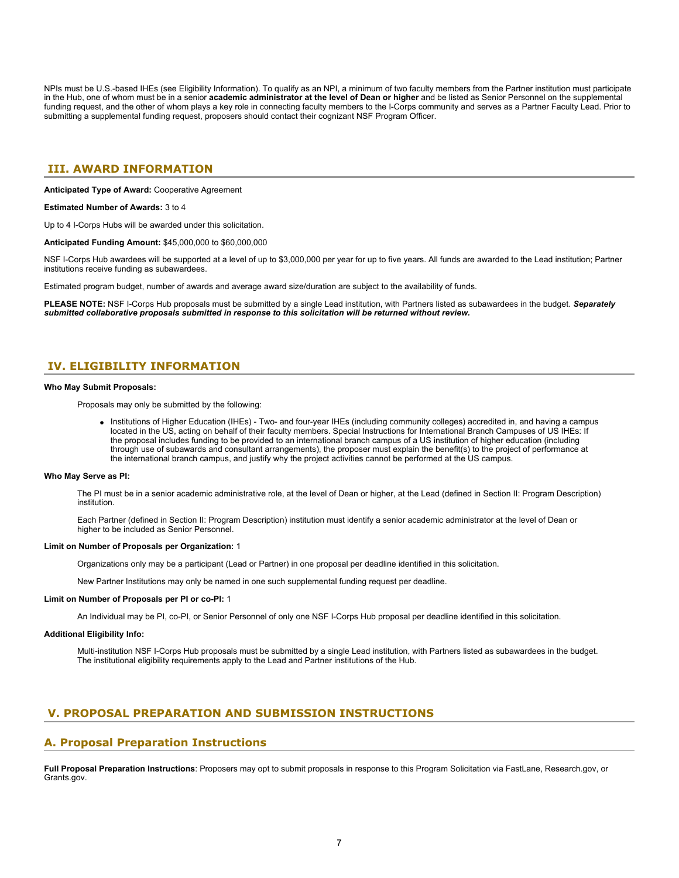NPIs must be U.S.-based IHEs (see Eligibility Information). To qualify as an NPI, a minimum of two faculty members from the Partner institution must participate in the Hub, one of whom must be in a senior **academic administrator at the level of Dean or higher** and be listed as Senior Personnel on the supplemental funding request, and the other of whom plays a key role in connecting faculty members to the I-Corps community and serves as a Partner Faculty Lead. Prior to submitting a supplemental funding request, proposers should contact their cognizant NSF Program Officer.

## III. AWARD INFORMATION

**Anticipated Type of Award:** Cooperative Agreement

**Estimated Number of Awards:** 3 to 4

Up to 4 I-Corps Hubs will be awarded under this solicitation.

**Anticipated Funding Amount:** $45,000,000 to $60,000,000

NSF I-Corps Hub awardees will be supported at a level of up to $3,000,000 per year for up to five years. All funds are awarded to the Lead institution; Partner institutions receive funding as subawardees.

Estimated program budget, number of awards and average award size/duration are subject to the availability of funds.

**PLEASE NOTE:** NSF I-Corps Hub proposals must be submitted by a single Lead institution, with Partners listed as subawardees in the budget. ***Separately submitted collaborative proposals submitted in response to this solicitation will be returned without review.***

## IV. ELIGIBILITY INFORMATION

**Who May Submit Proposals:**

Proposals may only be submitted by the following:

- Institutions of Higher Education (IHEs) - Two- and four-year IHEs (including community colleges) accredited in, and having a campus located in the US, acting on behalf of their faculty members. Special Instructions for International Branch Campuses of US IHEs: If the proposal includes funding to be provided to an international branch campus of a US institution of higher education (including through use of subawards and consultant arrangements), the proposer must explain the benefit(s) to the project of performance at the international branch campus, and justify why the project activities cannot be performed at the US campus.

**Who May Serve as PI:**

The PI must be in a senior academic administrative role, at the level of Dean or higher, at the Lead (defined in Section II: Program Description) institution.

Each Partner (defined in Section II: Program Description) institution must identify a senior academic administrator at the level of Dean or higher to be included as Senior Personnel.

**Limit on Number of Proposals per Organization:** 1

Organizations only may be a participant (Lead or Partner) in one proposal per deadline identified in this solicitation.

New Partner Institutions may only be named in one such supplemental funding request per deadline.

**Limit on Number of Proposals per PI or co-PI:** 1

An Individual may be PI, co-PI, or Senior Personnel of only one NSF I-Corps Hub proposal per deadline identified in this solicitation.

**Additional Eligibility Info:**

Multi-institution NSF I-Corps Hub proposals must be submitted by a single Lead institution, with Partners listed as subawardees in the budget. The institutional eligibility requirements apply to the Lead and Partner institutions of the Hub.

## V. PROPOSAL PREPARATION AND SUBMISSION INSTRUCTIONS

### A. Proposal Preparation Instructions

**Full Proposal Preparation Instructions**: Proposers may opt to submit proposals in response to this Program Solicitation via FastLane, Research.gov, or Grants.gov.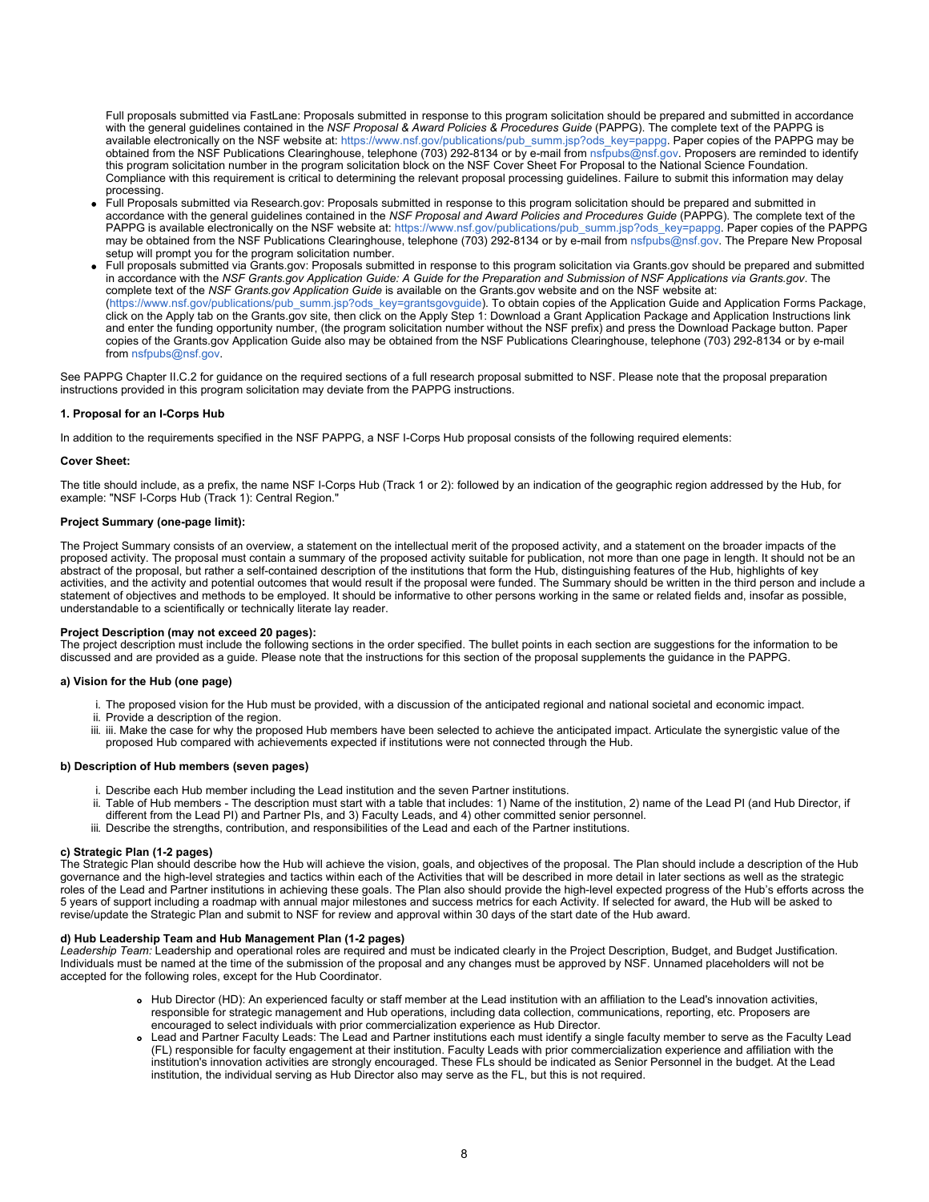Full proposals submitted via FastLane: Proposals submitted in response to this program solicitation should be prepared and submitted in accordance with the general guidelines contained in the *NSF Proposal & Award Policies & Procedures Guide* (PAPPG). The complete text of the PAPPG is available electronically on the NSF website at: https://www.nsf.gov/publications/pub_summ.jsp?ods_key=pappg. Paper copies of the PAPPG may be obtained from the NSF Publications Clearinghouse, telephone (703) 292-8134 or by e-mail from nsfpubs@nsf.gov. Proposers are reminded to identify this program solicitation number in the program solicitation block on the NSF Cover Sheet For Proposal to the National Science Foundation. Compliance with this requirement is critical to determining the relevant proposal processing guidelines. Failure to submit this information may delay processing.

- Full Proposals submitted via Research.gov: Proposals submitted in response to this program solicitation should be prepared and submitted in accordance with the general guidelines contained in the *NSF Proposal and Award Policies and Procedures Guide* (PAPPG). The complete text of the PAPPG is available electronically on the NSF website at: https://www.nsf.gov/publications/pub_summ.jsp?ods_key=pappg. Paper copies of the PAPPG may be obtained from the NSF Publications Clearinghouse, telephone (703) 292-8134 or by e-mail from nsfpubs@nsf.gov. The Prepare New Proposal setup will prompt you for the program solicitation number.
- Full proposals submitted via Grants.gov: Proposals submitted in response to this program solicitation via Grants.gov should be prepared and submitted in accordance with the *NSF Grants.gov Application Guide: A Guide for the Preparation and Submission of NSF Applications via Grants.gov*. The complete text of the *NSF Grants.gov Application Guide* is available on the Grants.gov website and on the NSF website at: (https://www.nsf.gov/publications/pub_summ.jsp?ods_key=grantsgovguide). To obtain copies of the Application Guide and Application Forms Package, click on the Apply tab on the Grants.gov site, then click on the Apply Step 1: Download a Grant Application Package and Application Instructions link and enter the funding opportunity number, (the program solicitation number without the NSF prefix) and press the Download Package button. Paper copies of the Grants.gov Application Guide also may be obtained from the NSF Publications Clearinghouse, telephone (703) 292-8134 or by e-mail from nsfpubs@nsf.gov.

See PAPPG Chapter II.C.2 for guidance on the required sections of a full research proposal submitted to NSF. Please note that the proposal preparation instructions provided in this program solicitation may deviate from the PAPPG instructions.

**1. Proposal for an I-Corps Hub**

In addition to the requirements specified in the NSF PAPPG, a NSF I-Corps Hub proposal consists of the following required elements:

**Cover Sheet:**

The title should include, as a prefix, the name NSF I-Corps Hub (Track 1 or 2): followed by an indication of the geographic region addressed by the Hub, for example: "NSF I-Corps Hub (Track 1): Central Region."

**Project Summary (one-page limit):**

The Project Summary consists of an overview, a statement on the intellectual merit of the proposed activity, and a statement on the broader impacts of the proposed activity. The proposal must contain a summary of the proposed activity suitable for publication, not more than one page in length. It should not be an abstract of the proposal, but rather a self-contained description of the institutions that form the Hub, distinguishing features of the Hub, highlights of key activities, and the activity and potential outcomes that would result if the proposal were funded. The Summary should be written in the third person and include a statement of objectives and methods to be employed. It should be informative to other persons working in the same or related fields and, insofar as possible, understandable to a scientifically or technically literate lay reader.

**Project Description (may not exceed 20 pages):**
The project description must include the following sections in the order specified. The bullet points in each section are suggestions for the information to be discussed and are provided as a guide. Please note that the instructions for this section of the proposal supplements the guidance in the PAPPG.

**a) Vision for the Hub (one page)**

i. The proposed vision for the Hub must be provided, with a discussion of the anticipated regional and national societal and economic impact.
ii. Provide a description of the region.
iii. iii. Make the case for why the proposed Hub members have been selected to achieve the anticipated impact. Articulate the synergistic value of the proposed Hub compared with achievements expected if institutions were not connected through the Hub.

**b) Description of Hub members (seven pages)**

i. Describe each Hub member including the Lead institution and the seven Partner institutions.
ii. Table of Hub members - The description must start with a table that includes: 1) Name of the institution, 2) name of the Lead PI (and Hub Director, if different from the Lead PI) and Partner PIs, and 3) Faculty Leads, and 4) other committed senior personnel.
iii. Describe the strengths, contribution, and responsibilities of the Lead and each of the Partner institutions.

**c) Strategic Plan (1-2 pages)**
The Strategic Plan should describe how the Hub will achieve the vision, goals, and objectives of the proposal. The Plan should include a description of the Hub governance and the high-level strategies and tactics within each of the Activities that will be described in more detail in later sections as well as the strategic roles of the Lead and Partner institutions in achieving these goals. The Plan also should provide the high-level expected progress of the Hub's efforts across the 5 years of support including a roadmap with annual major milestones and success metrics for each Activity. If selected for award, the Hub will be asked to revise/update the Strategic Plan and submit to NSF for review and approval within 30 days of the start date of the Hub award.

**d) Hub Leadership Team and Hub Management Plan (1-2 pages)**
*Leadership Team:* Leadership and operational roles are required and must be indicated clearly in the Project Description, Budget, and Budget Justification. Individuals must be named at the time of the submission of the proposal and any changes must be approved by NSF. Unnamed placeholders will not be accepted for the following roles, except for the Hub Coordinator.

- Hub Director (HD): An experienced faculty or staff member at the Lead institution with an affiliation to the Lead's innovation activities, responsible for strategic management and Hub operations, including data collection, communications, reporting, etc. Proposers are encouraged to select individuals with prior commercialization experience as Hub Director.
- Lead and Partner Faculty Leads: The Lead and Partner institutions each must identify a single faculty member to serve as the Faculty Lead (FL) responsible for faculty engagement at their institution. Faculty Leads with prior commercialization experience and affiliation with the institution's innovation activities are strongly encouraged. These FLs should be indicated as Senior Personnel in the budget. At the Lead institution, the individual serving as Hub Director also may serve as the FL, but this is not required.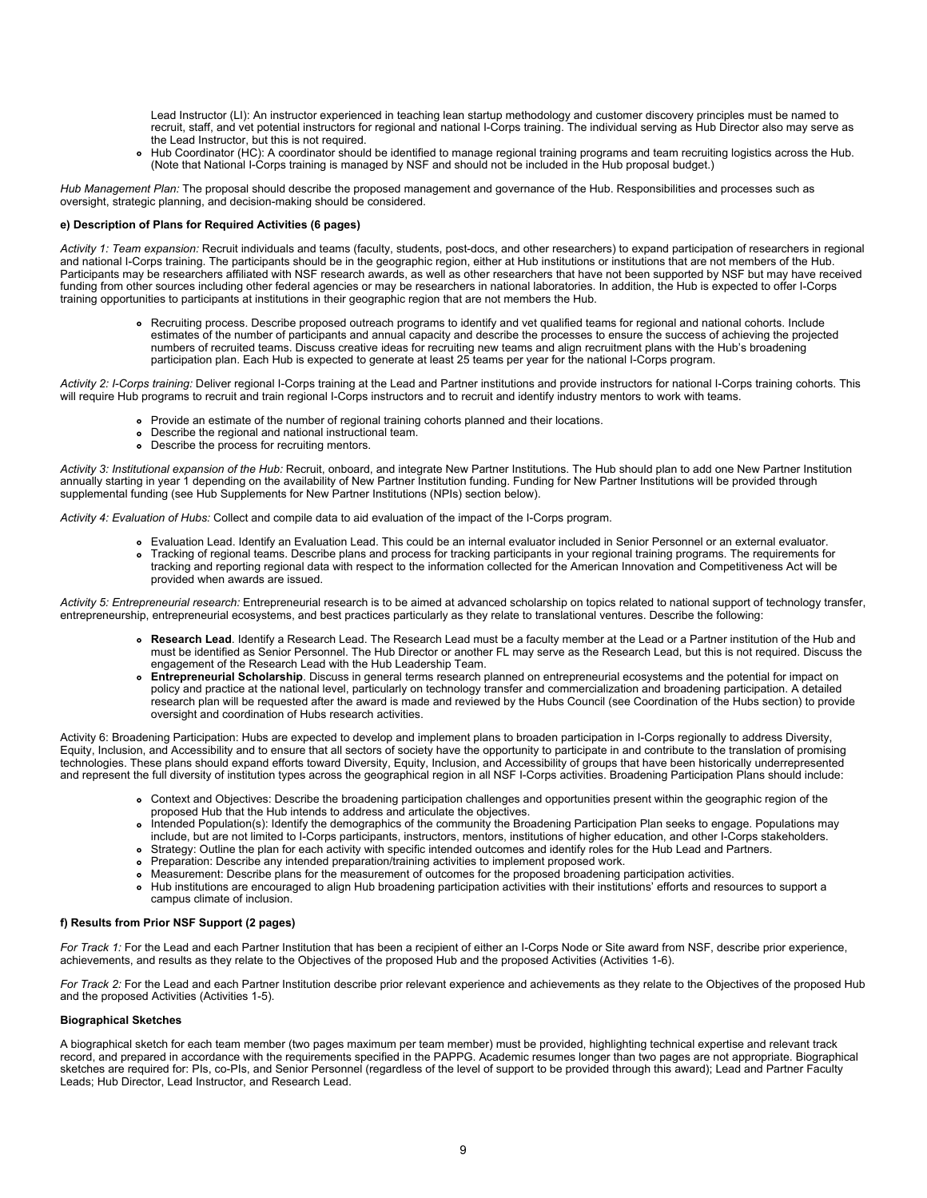Lead Instructor (LI): An instructor experienced in teaching lean startup methodology and customer discovery principles must be named to recruit, staff, and vet potential instructors for regional and national I-Corps training. The individual serving as Hub Director also may serve as the Lead Instructor, but this is not required.

- Hub Coordinator (HC): A coordinator should be identified to manage regional training programs and team recruiting logistics across the Hub. (Note that National I-Corps training is managed by NSF and should not be included in the Hub proposal budget.)

*Hub Management Plan:* The proposal should describe the proposed management and governance of the Hub. Responsibilities and processes such as oversight, strategic planning, and decision-making should be considered.

**e) Description of Plans for Required Activities (6 pages)**

*Activity 1: Team expansion:* Recruit individuals and teams (faculty, students, post-docs, and other researchers) to expand participation of researchers in regional and national I-Corps training. The participants should be in the geographic region, either at Hub institutions or institutions that are not members of the Hub. Participants may be researchers affiliated with NSF research awards, as well as other researchers that have not been supported by NSF but may have received funding from other sources including other federal agencies or may be researchers in national laboratories. In addition, the Hub is expected to offer I-Corps training opportunities to participants at institutions in their geographic region that are not members the Hub.

- Recruiting process. Describe proposed outreach programs to identify and vet qualified teams for regional and national cohorts. Include estimates of the number of participants and annual capacity and describe the processes to ensure the success of achieving the projected numbers of recruited teams. Discuss creative ideas for recruiting new teams and align recruitment plans with the Hub's broadening participation plan. Each Hub is expected to generate at least 25 teams per year for the national I-Corps program.

*Activity 2: I-Corps training:* Deliver regional I-Corps training at the Lead and Partner institutions and provide instructors for national I-Corps training cohorts. This will require Hub programs to recruit and train regional I-Corps instructors and to recruit and identify industry mentors to work with teams.

- Provide an estimate of the number of regional training cohorts planned and their locations.
- Describe the regional and national instructional team.
- Describe the process for recruiting mentors.

*Activity 3: Institutional expansion of the Hub:* Recruit, onboard, and integrate New Partner Institutions. The Hub should plan to add one New Partner Institution annually starting in year 1 depending on the availability of New Partner Institution funding. Funding for New Partner Institutions will be provided through supplemental funding (see Hub Supplements for New Partner Institutions (NPIs) section below).

*Activity 4: Evaluation of Hubs:* Collect and compile data to aid evaluation of the impact of the I-Corps program.

- Evaluation Lead. Identify an Evaluation Lead. This could be an internal evaluator included in Senior Personnel or an external evaluator.
- Tracking of regional teams. Describe plans and process for tracking participants in your regional training programs. The requirements for tracking and reporting regional data with respect to the information collected for the American Innovation and Competitiveness Act will be provided when awards are issued.

*Activity 5: Entrepreneurial research:* Entrepreneurial research is to be aimed at advanced scholarship on topics related to national support of technology transfer, entrepreneurship, entrepreneurial ecosystems, and best practices particularly as they relate to translational ventures. Describe the following:

- **Research Lead**. Identify a Research Lead. The Research Lead must be a faculty member at the Lead or a Partner institution of the Hub and must be identified as Senior Personnel. The Hub Director or another FL may serve as the Research Lead, but this is not required. Discuss the engagement of the Research Lead with the Hub Leadership Team.
- **Entrepreneurial Scholarship**. Discuss in general terms research planned on entrepreneurial ecosystems and the potential for impact on policy and practice at the national level, particularly on technology transfer and commercialization and broadening participation. A detailed research plan will be requested after the award is made and reviewed by the Hubs Council (see Coordination of the Hubs section) to provide oversight and coordination of Hubs research activities.

Activity 6: Broadening Participation: Hubs are expected to develop and implement plans to broaden participation in I-Corps regionally to address Diversity, Equity, Inclusion, and Accessibility and to ensure that all sectors of society have the opportunity to participate in and contribute to the translation of promising technologies. These plans should expand efforts toward Diversity, Equity, Inclusion, and Accessibility of groups that have been historically underrepresented and represent the full diversity of institution types across the geographical region in all NSF I-Corps activities. Broadening Participation Plans should include:

- Context and Objectives: Describe the broadening participation challenges and opportunities present within the geographic region of the proposed Hub that the Hub intends to address and articulate the objectives.
- Intended Population(s): Identify the demographics of the community the Broadening Participation Plan seeks to engage. Populations may include, but are not limited to I-Corps participants, instructors, mentors, institutions of higher education, and other I-Corps stakeholders.
- Strategy: Outline the plan for each activity with specific intended outcomes and identify roles for the Hub Lead and Partners.
- Preparation: Describe any intended preparation/training activities to implement proposed work.
- Measurement: Describe plans for the measurement of outcomes for the proposed broadening participation activities.
- Hub institutions are encouraged to align Hub broadening participation activities with their institutions' efforts and resources to support a campus climate of inclusion.

**f) Results from Prior NSF Support (2 pages)**

*For Track 1:* For the Lead and each Partner Institution that has been a recipient of either an I-Corps Node or Site award from NSF, describe prior experience, achievements, and results as they relate to the Objectives of the proposed Hub and the proposed Activities (Activities 1-6).

*For Track 2:* For the Lead and each Partner Institution describe prior relevant experience and achievements as they relate to the Objectives of the proposed Hub and the proposed Activities (Activities 1-5).

**Biographical Sketches**

A biographical sketch for each team member (two pages maximum per team member) must be provided, highlighting technical expertise and relevant track record, and prepared in accordance with the requirements specified in the PAPPG. Academic resumes longer than two pages are not appropriate. Biographical sketches are required for: PIs, co-PIs, and Senior Personnel (regardless of the level of support to be provided through this award); Lead and Partner Faculty Leads; Hub Director, Lead Instructor, and Research Lead.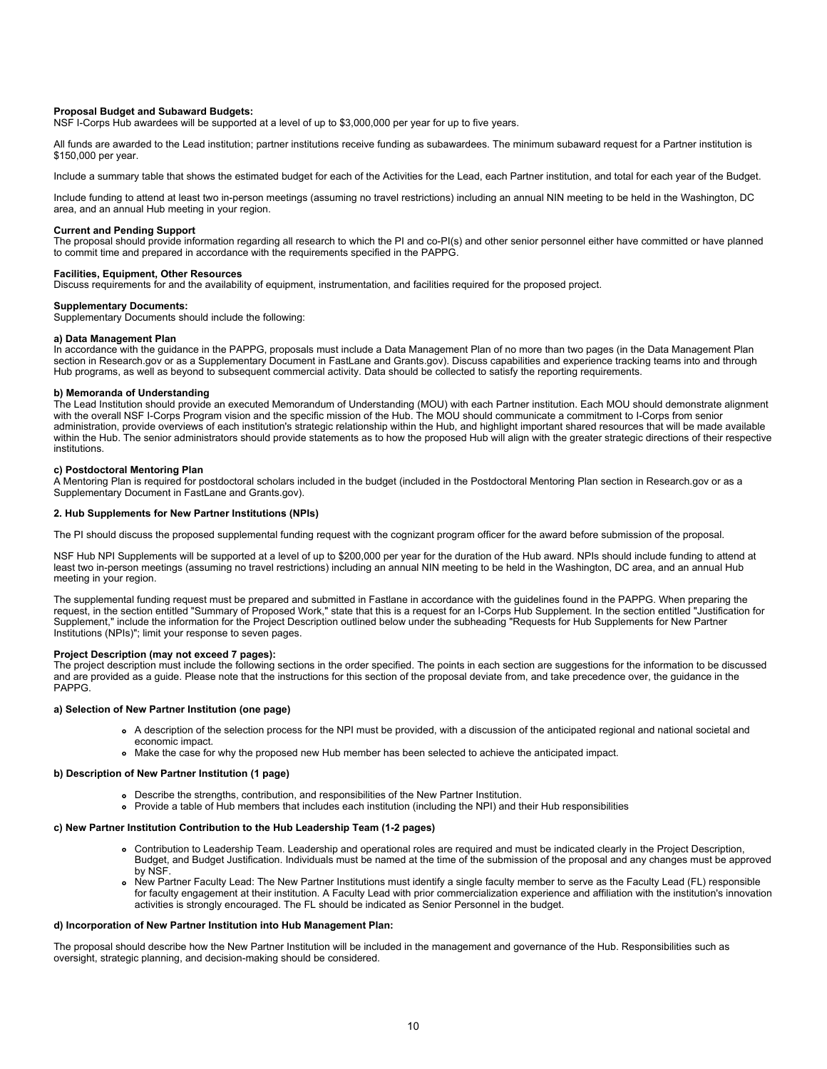**Proposal Budget and Subaward Budgets:**
NSF I-Corps Hub awardees will be supported at a level of up to $3,000,000 per year for up to five years.

All funds are awarded to the Lead institution; partner institutions receive funding as subawardees. The minimum subaward request for a Partner institution is $150,000 per year.

Include a summary table that shows the estimated budget for each of the Activities for the Lead, each Partner institution, and total for each year of the Budget.

Include funding to attend at least two in-person meetings (assuming no travel restrictions) including an annual NIN meeting to be held in the Washington, DC area, and an annual Hub meeting in your region.

**Current and Pending Support**
The proposal should provide information regarding all research to which the PI and co-PI(s) and other senior personnel either have committed or have planned to commit time and prepared in accordance with the requirements specified in the PAPPG.

**Facilities, Equipment, Other Resources**
Discuss requirements for and the availability of equipment, instrumentation, and facilities required for the proposed project.

**Supplementary Documents:**
Supplementary Documents should include the following:

**a) Data Management Plan**
In accordance with the guidance in the PAPPG, proposals must include a Data Management Plan of no more than two pages (in the Data Management Plan section in Research.gov or as a Supplementary Document in FastLane and Grants.gov). Discuss capabilities and experience tracking teams into and through Hub programs, as well as beyond to subsequent commercial activity. Data should be collected to satisfy the reporting requirements.

**b) Memoranda of Understanding**
The Lead Institution should provide an executed Memorandum of Understanding (MOU) with each Partner institution. Each MOU should demonstrate alignment with the overall NSF I-Corps Program vision and the specific mission of the Hub. The MOU should communicate a commitment to I-Corps from senior administration, provide overviews of each institution's strategic relationship within the Hub, and highlight important shared resources that will be made available within the Hub. The senior administrators should provide statements as to how the proposed Hub will align with the greater strategic directions of their respective institutions.

**c) Postdoctoral Mentoring Plan**
A Mentoring Plan is required for postdoctoral scholars included in the budget (included in the Postdoctoral Mentoring Plan section in Research.gov or as a Supplementary Document in FastLane and Grants.gov).

**2. Hub Supplements for New Partner Institutions (NPIs)**

The PI should discuss the proposed supplemental funding request with the cognizant program officer for the award before submission of the proposal.

NSF Hub NPI Supplements will be supported at a level of up to $200,000 per year for the duration of the Hub award. NPIs should include funding to attend at least two in-person meetings (assuming no travel restrictions) including an annual NIN meeting to be held in the Washington, DC area, and an annual Hub meeting in your region.

The supplemental funding request must be prepared and submitted in Fastlane in accordance with the guidelines found in the PAPPG. When preparing the request, in the section entitled "Summary of Proposed Work," state that this is a request for an I-Corps Hub Supplement. In the section entitled "Justification for Supplement," include the information for the Project Description outlined below under the subheading "Requests for Hub Supplements for New Partner Institutions (NPIs)"; limit your response to seven pages.

**Project Description (may not exceed 7 pages):**
The project description must include the following sections in the order specified. The points in each section are suggestions for the information to be discussed and are provided as a guide. Please note that the instructions for this section of the proposal deviate from, and take precedence over, the guidance in the PAPPG.

**a) Selection of New Partner Institution (one page)**

- A description of the selection process for the NPI must be provided, with a discussion of the anticipated regional and national societal and economic impact.
- Make the case for why the proposed new Hub member has been selected to achieve the anticipated impact.

**b) Description of New Partner Institution (1 page)**

- Describe the strengths, contribution, and responsibilities of the New Partner Institution.
- Provide a table of Hub members that includes each institution (including the NPI) and their Hub responsibilities

**c) New Partner Institution Contribution to the Hub Leadership Team (1-2 pages)**

- Contribution to Leadership Team. Leadership and operational roles are required and must be indicated clearly in the Project Description, Budget, and Budget Justification. Individuals must be named at the time of the submission of the proposal and any changes must be approved by NSF.
- New Partner Faculty Lead: The New Partner Institutions must identify a single faculty member to serve as the Faculty Lead (FL) responsible for faculty engagement at their institution. A Faculty Lead with prior commercialization experience and affiliation with the institution's innovation activities is strongly encouraged. The FL should be indicated as Senior Personnel in the budget.

**d) Incorporation of New Partner Institution into Hub Management Plan:**

The proposal should describe how the New Partner Institution will be included in the management and governance of the Hub. Responsibilities such as oversight, strategic planning, and decision-making should be considered.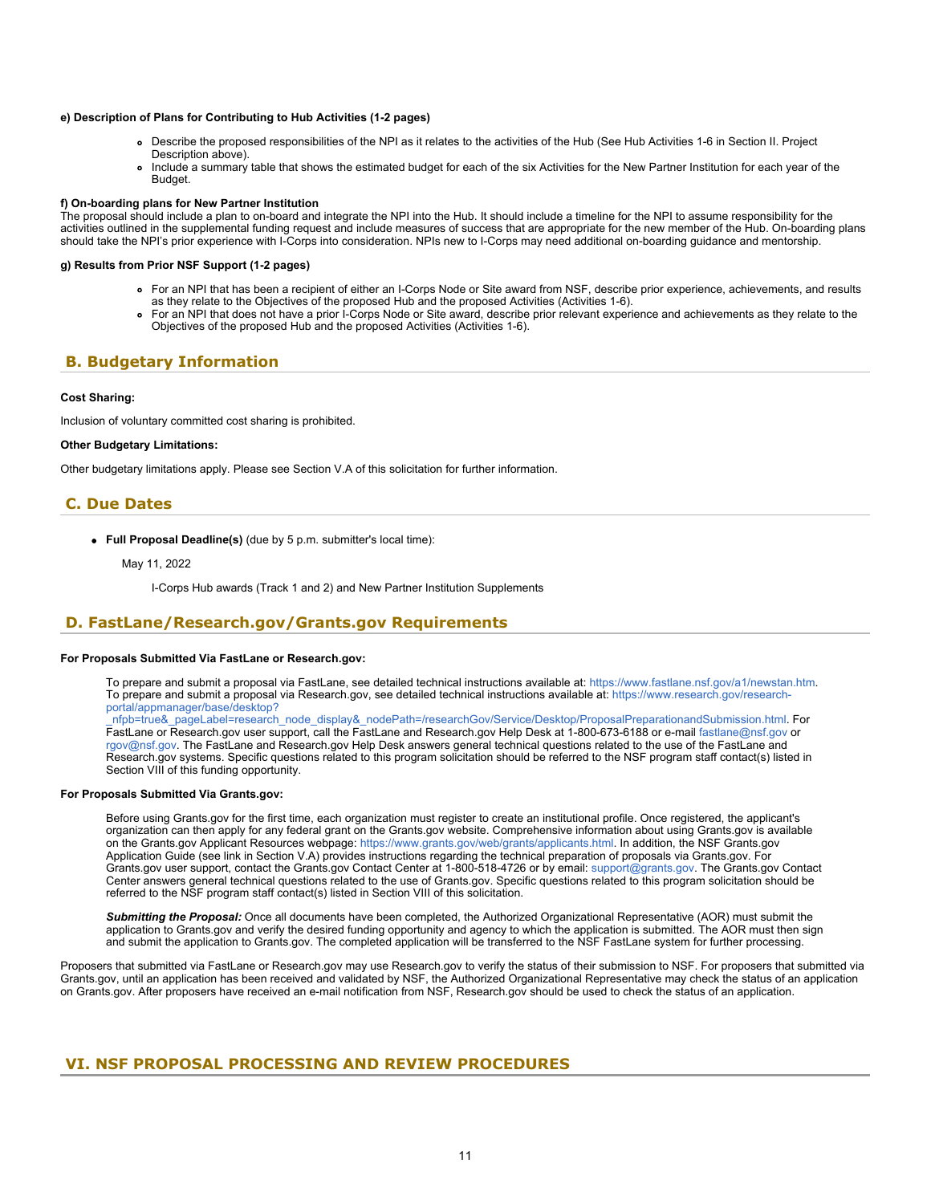**e) Description of Plans for Contributing to Hub Activities (1-2 pages)**

- Describe the proposed responsibilities of the NPI as it relates to the activities of the Hub (See Hub Activities 1-6 in Section II. Project Description above).
- Include a summary table that shows the estimated budget for each of the six Activities for the New Partner Institution for each year of the Budget.

**f) On-boarding plans for New Partner Institution**

The proposal should include a plan to on-board and integrate the NPI into the Hub. It should include a timeline for the NPI to assume responsibility for the activities outlined in the supplemental funding request and include measures of success that are appropriate for the new member of the Hub. On-boarding plans should take the NPI's prior experience with I-Corps into consideration. NPIs new to I-Corps may need additional on-boarding guidance and mentorship.

**g) Results from Prior NSF Support (1-2 pages)**

- For an NPI that has been a recipient of either an I-Corps Node or Site award from NSF, describe prior experience, achievements, and results as they relate to the Objectives of the proposed Hub and the proposed Activities (Activities 1-6).
- For an NPI that does not have a prior I-Corps Node or Site award, describe prior relevant experience and achievements as they relate to the Objectives of the proposed Hub and the proposed Activities (Activities 1-6).

## B. Budgetary Information

**Cost Sharing:**

Inclusion of voluntary committed cost sharing is prohibited.

**Other Budgetary Limitations:**

Other budgetary limitations apply. Please see Section V.A of this solicitation for further information.

## C. Due Dates

- **Full Proposal Deadline(s)** (due by 5 p.m. submitter's local time):

  May 11, 2022

  I-Corps Hub awards (Track 1 and 2) and New Partner Institution Supplements

## D. FastLane/Research.gov/Grants.gov Requirements

**For Proposals Submitted Via FastLane or Research.gov:**

To prepare and submit a proposal via FastLane, see detailed technical instructions available at: https://www.fastlane.nsf.gov/a1/newstan.htm. To prepare and submit a proposal via Research.gov, see detailed technical instructions available at: https://www.research.gov/research-portal/appmanager/base/desktop?_nfpb=true&_pageLabel=research_node_display&_nodePath=/researchGov/Service/Desktop/ProposalPreparationandSubmission.html. For FastLane or Research.gov user support, call the FastLane and Research.gov Help Desk at 1-800-673-6188 or e-mail fastlane@nsf.gov or rgov@nsf.gov. The FastLane and Research.gov Help Desk answers general technical questions related to the use of the FastLane and Research.gov systems. Specific questions related to this program solicitation should be referred to the NSF program staff contact(s) listed in Section VIII of this funding opportunity.

**For Proposals Submitted Via Grants.gov:**

Before using Grants.gov for the first time, each organization must register to create an institutional profile. Once registered, the applicant's organization can then apply for any federal grant on the Grants.gov website. Comprehensive information about using Grants.gov is available on the Grants.gov Applicant Resources webpage: https://www.grants.gov/web/grants/applicants.html. In addition, the NSF Grants.gov Application Guide (see link in Section V.A) provides instructions regarding the technical preparation of proposals via Grants.gov. For Grants.gov user support, contact the Grants.gov Contact Center at 1-800-518-4726 or by email: support@grants.gov. The Grants.gov Contact Center answers general technical questions related to the use of Grants.gov. Specific questions related to this program solicitation should be referred to the NSF program staff contact(s) listed in Section VIII of this solicitation.

***Submitting the Proposal:*** Once all documents have been completed, the Authorized Organizational Representative (AOR) must submit the application to Grants.gov and verify the desired funding opportunity and agency to which the application is submitted. The AOR must then sign and submit the application to Grants.gov. The completed application will be transferred to the NSF FastLane system for further processing.

Proposers that submitted via FastLane or Research.gov may use Research.gov to verify the status of their submission to NSF. For proposers that submitted via Grants.gov, until an application has been received and validated by NSF, the Authorized Organizational Representative may check the status of an application on Grants.gov. After proposers have received an e-mail notification from NSF, Research.gov should be used to check the status of an application.

# VI. NSF PROPOSAL PROCESSING AND REVIEW PROCEDURES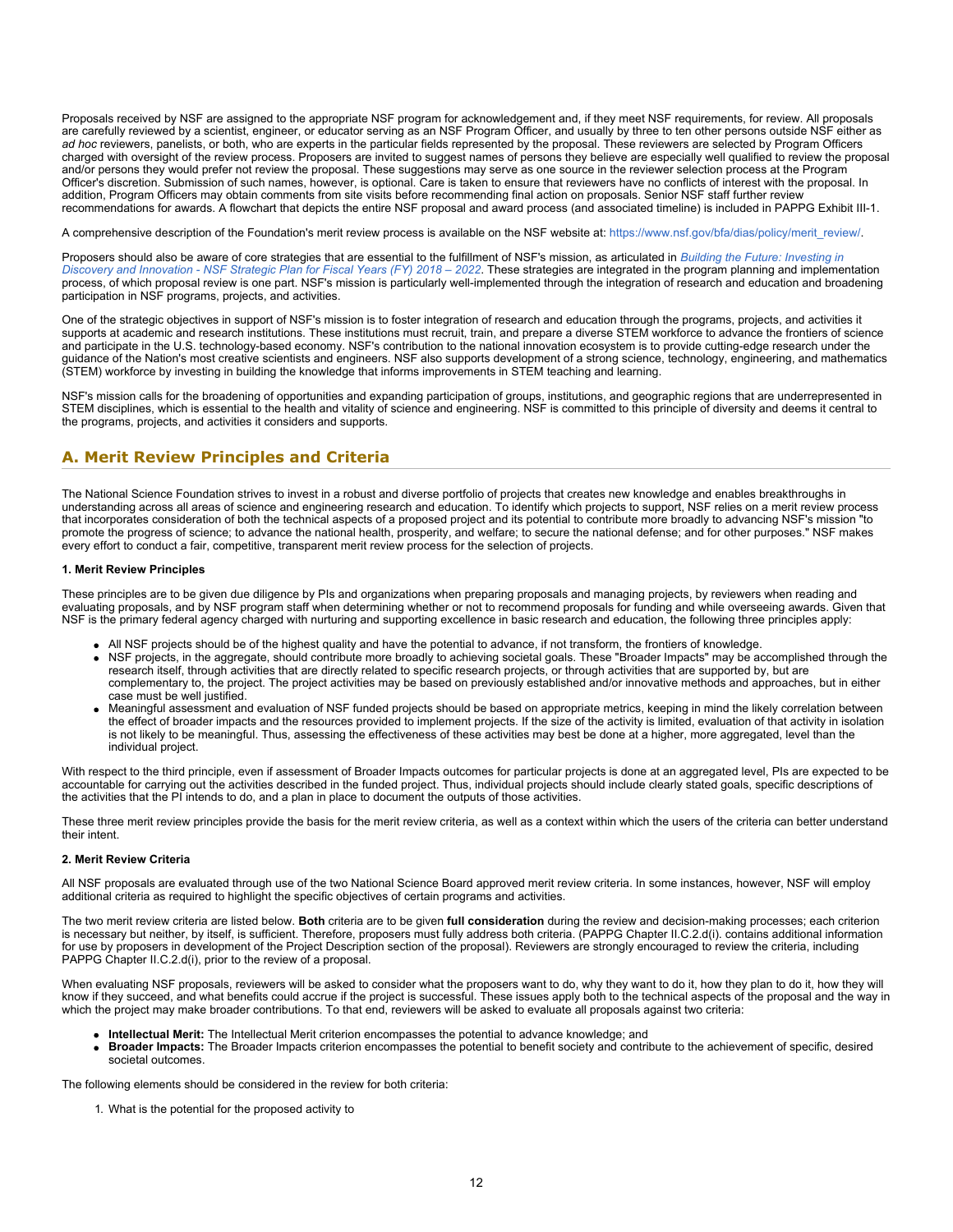Proposals received by NSF are assigned to the appropriate NSF program for acknowledgement and, if they meet NSF requirements, for review. All proposals are carefully reviewed by a scientist, engineer, or educator serving as an NSF Program Officer, and usually by three to ten other persons outside NSF either as *ad hoc* reviewers, panelists, or both, who are experts in the particular fields represented by the proposal. These reviewers are selected by Program Officers charged with oversight of the review process. Proposers are invited to suggest names of persons they believe are especially well qualified to review the proposal and/or persons they would prefer not review the proposal. These suggestions may serve as one source in the reviewer selection process at the Program Officer's discretion. Submission of such names, however, is optional. Care is taken to ensure that reviewers have no conflicts of interest with the proposal. In addition, Program Officers may obtain comments from site visits before recommending final action on proposals. Senior NSF staff further review recommendations for awards. A flowchart that depicts the entire NSF proposal and award process (and associated timeline) is included in PAPPG Exhibit III-1.

A comprehensive description of the Foundation's merit review process is available on the NSF website at: https://www.nsf.gov/bfa/dias/policy/merit_review/.

Proposers should also be aware of core strategies that are essential to the fulfillment of NSF's mission, as articulated in *Building the Future: Investing in Discovery and Innovation - NSF Strategic Plan for Fiscal Years (FY) 2018 – 2022*. These strategies are integrated in the program planning and implementation process, of which proposal review is one part. NSF's mission is particularly well-implemented through the integration of research and education and broadening participation in NSF programs, projects, and activities.

One of the strategic objectives in support of NSF's mission is to foster integration of research and education through the programs, projects, and activities it supports at academic and research institutions. These institutions must recruit, train, and prepare a diverse STEM workforce to advance the frontiers of science and participate in the U.S. technology-based economy. NSF's contribution to the national innovation ecosystem is to provide cutting-edge research under the guidance of the Nation's most creative scientists and engineers. NSF also supports development of a strong science, technology, engineering, and mathematics (STEM) workforce by investing in building the knowledge that informs improvements in STEM teaching and learning.

NSF's mission calls for the broadening of opportunities and expanding participation of groups, institutions, and geographic regions that are underrepresented in STEM disciplines, which is essential to the health and vitality of science and engineering. NSF is committed to this principle of diversity and deems it central to the programs, projects, and activities it considers and supports.

## A. Merit Review Principles and Criteria

The National Science Foundation strives to invest in a robust and diverse portfolio of projects that creates new knowledge and enables breakthroughs in understanding across all areas of science and engineering research and education. To identify which projects to support, NSF relies on a merit review process that incorporates consideration of both the technical aspects of a proposed project and its potential to contribute more broadly to advancing NSF's mission "to promote the progress of science; to advance the national health, prosperity, and welfare; to secure the national defense; and for other purposes." NSF makes every effort to conduct a fair, competitive, transparent merit review process for the selection of projects.

#### 1. Merit Review Principles

These principles are to be given due diligence by PIs and organizations when preparing proposals and managing projects, by reviewers when reading and evaluating proposals, and by NSF program staff when determining whether or not to recommend proposals for funding and while overseeing awards. Given that NSF is the primary federal agency charged with nurturing and supporting excellence in basic research and education, the following three principles apply:

- All NSF projects should be of the highest quality and have the potential to advance, if not transform, the frontiers of knowledge.
- NSF projects, in the aggregate, should contribute more broadly to achieving societal goals. These "Broader Impacts" may be accomplished through the research itself, through activities that are directly related to specific research projects, or through activities that are supported by, but are complementary to, the project. The project activities may be based on previously established and/or innovative methods and approaches, but in either case must be well justified.
- Meaningful assessment and evaluation of NSF funded projects should be based on appropriate metrics, keeping in mind the likely correlation between the effect of broader impacts and the resources provided to implement projects. If the size of the activity is limited, evaluation of that activity in isolation is not likely to be meaningful. Thus, assessing the effectiveness of these activities may best be done at a higher, more aggregated, level than the individual project.

With respect to the third principle, even if assessment of Broader Impacts outcomes for particular projects is done at an aggregated level, PIs are expected to be accountable for carrying out the activities described in the funded project. Thus, individual projects should include clearly stated goals, specific descriptions of the activities that the PI intends to do, and a plan in place to document the outputs of those activities.

These three merit review principles provide the basis for the merit review criteria, as well as a context within which the users of the criteria can better understand their intent.

#### 2. Merit Review Criteria

All NSF proposals are evaluated through use of the two National Science Board approved merit review criteria. In some instances, however, NSF will employ additional criteria as required to highlight the specific objectives of certain programs and activities.

The two merit review criteria are listed below. **Both** criteria are to be given **full consideration** during the review and decision-making processes; each criterion is necessary but neither, by itself, is sufficient. Therefore, proposers must fully address both criteria. (PAPPG Chapter II.C.2.d(i). contains additional information for use by proposers in development of the Project Description section of the proposal). Reviewers are strongly encouraged to review the criteria, including PAPPG Chapter II.C.2.d(i), prior to the review of a proposal.

When evaluating NSF proposals, reviewers will be asked to consider what the proposers want to do, why they want to do it, how they plan to do it, how they will know if they succeed, and what benefits could accrue if the project is successful. These issues apply both to the technical aspects of the proposal and the way in which the project may make broader contributions. To that end, reviewers will be asked to evaluate all proposals against two criteria:

- **Intellectual Merit:** The Intellectual Merit criterion encompasses the potential to advance knowledge; and
- **Broader Impacts:** The Broader Impacts criterion encompasses the potential to benefit society and contribute to the achievement of specific, desired societal outcomes.

The following elements should be considered in the review for both criteria:

1. What is the potential for the proposed activity to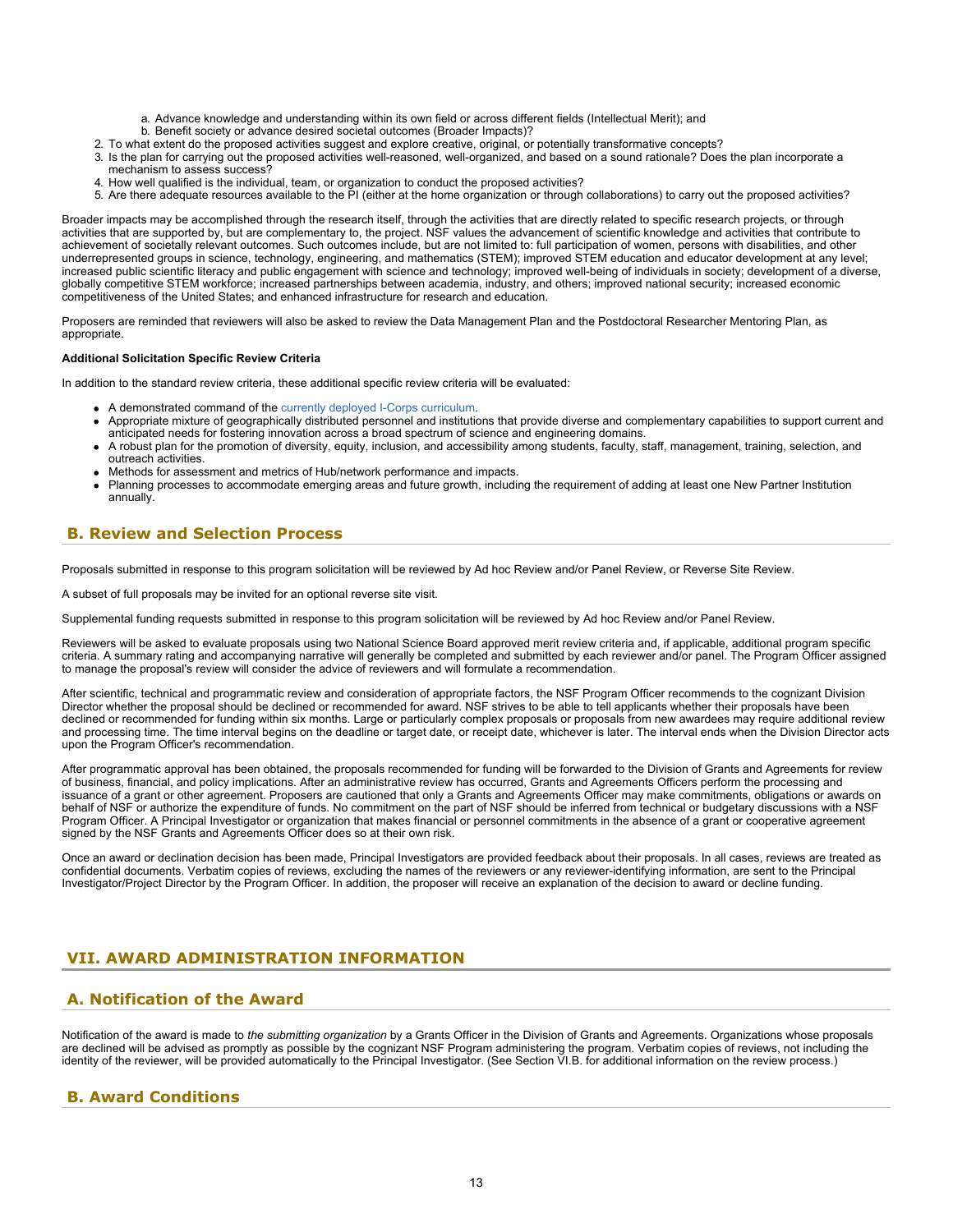a. Advance knowledge and understanding within its own field or across different fields (Intellectual Merit); and
   b. Benefit society or advance desired societal outcomes (Broader Impacts)?
2. To what extent do the proposed activities suggest and explore creative, original, or potentially transformative concepts?
3. Is the plan for carrying out the proposed activities well-reasoned, well-organized, and based on a sound rationale? Does the plan incorporate a mechanism to assess success?
4. How well qualified is the individual, team, or organization to conduct the proposed activities?
5. Are there adequate resources available to the PI (either at the home organization or through collaborations) to carry out the proposed activities?

Broader impacts may be accomplished through the research itself, through the activities that are directly related to specific research projects, or through activities that are supported by, but are complementary to, the project. NSF values the advancement of scientific knowledge and activities that contribute to achievement of societally relevant outcomes. Such outcomes include, but are not limited to: full participation of women, persons with disabilities, and other underrepresented groups in science, technology, engineering, and mathematics (STEM); improved STEM education and educator development at any level; increased public scientific literacy and public engagement with science and technology; improved well-being of individuals in society; development of a diverse, globally competitive STEM workforce; increased partnerships between academia, industry, and others; improved national security; increased economic competitiveness of the United States; and enhanced infrastructure for research and education.

Proposers are reminded that reviewers will also be asked to review the Data Management Plan and the Postdoctoral Researcher Mentoring Plan, as appropriate.

**Additional Solicitation Specific Review Criteria**

In addition to the standard review criteria, these additional specific review criteria will be evaluated:

- A demonstrated command of the currently deployed I-Corps curriculum.
- Appropriate mixture of geographically distributed personnel and institutions that provide diverse and complementary capabilities to support current and anticipated needs for fostering innovation across a broad spectrum of science and engineering domains.
- A robust plan for the promotion of diversity, equity, inclusion, and accessibility among students, faculty, staff, management, training, selection, and outreach activities.
- Methods for assessment and metrics of Hub/network performance and impacts.
- Planning processes to accommodate emerging areas and future growth, including the requirement of adding at least one New Partner Institution annually.

## B. Review and Selection Process

Proposals submitted in response to this program solicitation will be reviewed by Ad hoc Review and/or Panel Review, or Reverse Site Review.

A subset of full proposals may be invited for an optional reverse site visit.

Supplemental funding requests submitted in response to this program solicitation will be reviewed by Ad hoc Review and/or Panel Review.

Reviewers will be asked to evaluate proposals using two National Science Board approved merit review criteria and, if applicable, additional program specific criteria. A summary rating and accompanying narrative will generally be completed and submitted by each reviewer and/or panel. The Program Officer assigned to manage the proposal's review will consider the advice of reviewers and will formulate a recommendation.

After scientific, technical and programmatic review and consideration of appropriate factors, the NSF Program Officer recommends to the cognizant Division Director whether the proposal should be declined or recommended for award. NSF strives to be able to tell applicants whether their proposals have been declined or recommended for funding within six months. Large or particularly complex proposals or proposals from new awardees may require additional review and processing time. The time interval begins on the deadline or target date, or receipt date, whichever is later. The interval ends when the Division Director acts upon the Program Officer's recommendation.

After programmatic approval has been obtained, the proposals recommended for funding will be forwarded to the Division of Grants and Agreements for review of business, financial, and policy implications. After an administrative review has occurred, Grants and Agreements Officers perform the processing and issuance of a grant or other agreement. Proposers are cautioned that only a Grants and Agreements Officer may make commitments, obligations or awards on behalf of NSF or authorize the expenditure of funds. No commitment on the part of NSF should be inferred from technical or budgetary discussions with a NSF Program Officer. A Principal Investigator or organization that makes financial or personnel commitments in the absence of a grant or cooperative agreement signed by the NSF Grants and Agreements Officer does so at their own risk.

Once an award or declination decision has been made, Principal Investigators are provided feedback about their proposals. In all cases, reviews are treated as confidential documents. Verbatim copies of reviews, excluding the names of the reviewers or any reviewer-identifying information, are sent to the Principal Investigator/Project Director by the Program Officer. In addition, the proposer will receive an explanation of the decision to award or decline funding.

# VII. AWARD ADMINISTRATION INFORMATION

## A. Notification of the Award

Notification of the award is made to *the submitting organization* by a Grants Officer in the Division of Grants and Agreements. Organizations whose proposals are declined will be advised as promptly as possible by the cognizant NSF Program administering the program. Verbatim copies of reviews, not including the identity of the reviewer, will be provided automatically to the Principal Investigator. (See Section VI.B. for additional information on the review process.)

## B. Award Conditions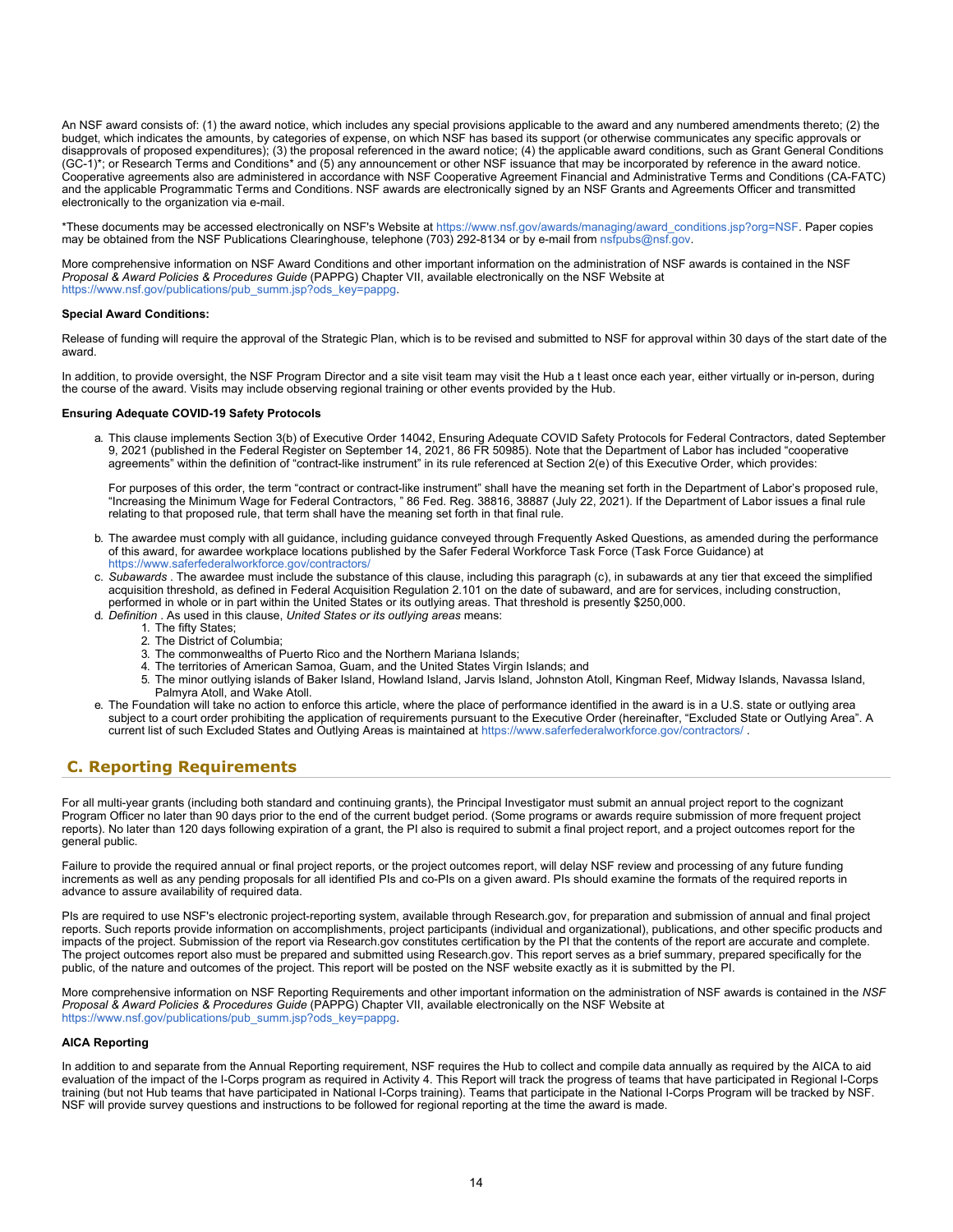An NSF award consists of: (1) the award notice, which includes any special provisions applicable to the award and any numbered amendments thereto; (2) the budget, which indicates the amounts, by categories of expense, on which NSF has based its support (or otherwise communicates any specific approvals or disapprovals of proposed expenditures); (3) the proposal referenced in the award notice; (4) the applicable award conditions, such as Grant General Conditions (GC-1)*; or Research Terms and Conditions* and (5) any announcement or other NSF issuance that may be incorporated by reference in the award notice. Cooperative agreements also are administered in accordance with NSF Cooperative Agreement Financial and Administrative Terms and Conditions (CA-FATC) and the applicable Programmatic Terms and Conditions. NSF awards are electronically signed by an NSF Grants and Agreements Officer and transmitted electronically to the organization via e-mail.

*These documents may be accessed electronically on NSF's Website at https://www.nsf.gov/awards/managing/award_conditions.jsp?org=NSF. Paper copies may be obtained from the NSF Publications Clearinghouse, telephone (703) 292-8134 or by e-mail from nsfpubs@nsf.gov.

More comprehensive information on NSF Award Conditions and other important information on the administration of NSF awards is contained in the NSF *Proposal & Award Policies & Procedures Guide* (PAPPG) Chapter VII, available electronically on the NSF Website at https://www.nsf.gov/publications/pub_summ.jsp?ods_key=pappg.

**Special Award Conditions:**

Release of funding will require the approval of the Strategic Plan, which is to be revised and submitted to NSF for approval within 30 days of the start date of the award.

In addition, to provide oversight, the NSF Program Director and a site visit team may visit the Hub a t least once each year, either virtually or in-person, during the course of the award. Visits may include observing regional training or other events provided by the Hub.

**Ensuring Adequate COVID-19 Safety Protocols**

a. This clause implements Section 3(b) of Executive Order 14042, Ensuring Adequate COVID Safety Protocols for Federal Contractors, dated September 9, 2021 (published in the Federal Register on September 14, 2021, 86 FR 50985). Note that the Department of Labor has included "cooperative agreements" within the definition of "contract-like instrument" in its rule referenced at Section 2(e) of this Executive Order, which provides:

   For purposes of this order, the term "contract or contract-like instrument" shall have the meaning set forth in the Department of Labor's proposed rule, "Increasing the Minimum Wage for Federal Contractors, " 86 Fed. Reg. 38816, 38887 (July 22, 2021). If the Department of Labor issues a final rule relating to that proposed rule, that term shall have the meaning set forth in that final rule.

b. The awardee must comply with all guidance, including guidance conveyed through Frequently Asked Questions, as amended during the performance of this award, for awardee workplace locations published by the Safer Federal Workforce Task Force (Task Force Guidance) at https://www.saferfederalworkforce.gov/contractors/
c. *Subawards* . The awardee must include the substance of this clause, including this paragraph (c), in subawards at any tier that exceed the simplified acquisition threshold, as defined in Federal Acquisition Regulation 2.101 on the date of subaward, and are for services, including construction, performed in whole or in part within the United States or its outlying areas. That threshold is presently $250,000.
d. *Definition* . As used in this clause, *United States or its outlying areas* means:
   1. The fifty States;
   2. The District of Columbia;
   3. The commonwealths of Puerto Rico and the Northern Mariana Islands;
   4. The territories of American Samoa, Guam, and the United States Virgin Islands; and
   5. The minor outlying islands of Baker Island, Howland Island, Jarvis Island, Johnston Atoll, Kingman Reef, Midway Islands, Navassa Island, Palmyra Atoll, and Wake Atoll.
e. The Foundation will take no action to enforce this article, where the place of performance identified in the award is in a U.S. state or outlying area subject to a court order prohibiting the application of requirements pursuant to the Executive Order (hereinafter, "Excluded State or Outlying Area". A current list of such Excluded States and Outlying Areas is maintained at https://www.saferfederalworkforce.gov/contractors/ .

## C. Reporting Requirements

For all multi-year grants (including both standard and continuing grants), the Principal Investigator must submit an annual project report to the cognizant Program Officer no later than 90 days prior to the end of the current budget period. (Some programs or awards require submission of more frequent project reports). No later than 120 days following expiration of a grant, the PI also is required to submit a final project report, and a project outcomes report for the general public.

Failure to provide the required annual or final project reports, or the project outcomes report, will delay NSF review and processing of any future funding increments as well as any pending proposals for all identified PIs and co-PIs on a given award. PIs should examine the formats of the required reports in advance to assure availability of required data.

PIs are required to use NSF's electronic project-reporting system, available through Research.gov, for preparation and submission of annual and final project reports. Such reports provide information on accomplishments, project participants (individual and organizational), publications, and other specific products and impacts of the project. Submission of the report via Research.gov constitutes certification by the PI that the contents of the report are accurate and complete. The project outcomes report also must be prepared and submitted using Research.gov. This report serves as a brief summary, prepared specifically for the public, of the nature and outcomes of the project. This report will be posted on the NSF website exactly as it is submitted by the PI.

More comprehensive information on NSF Reporting Requirements and other important information on the administration of NSF awards is contained in the *NSF Proposal & Award Policies & Procedures Guide* (PAPPG) Chapter VII, available electronically on the NSF Website at https://www.nsf.gov/publications/pub_summ.jsp?ods_key=pappg.

**AICA Reporting**

In addition to and separate from the Annual Reporting requirement, NSF requires the Hub to collect and compile data annually as required by the AICA to aid evaluation of the impact of the I-Corps program as required in Activity 4. This Report will track the progress of teams that have participated in Regional I-Corps training (but not Hub teams that have participated in National I-Corps training). Teams that participate in the National I-Corps Program will be tracked by NSF. NSF will provide survey questions and instructions to be followed for regional reporting at the time the award is made.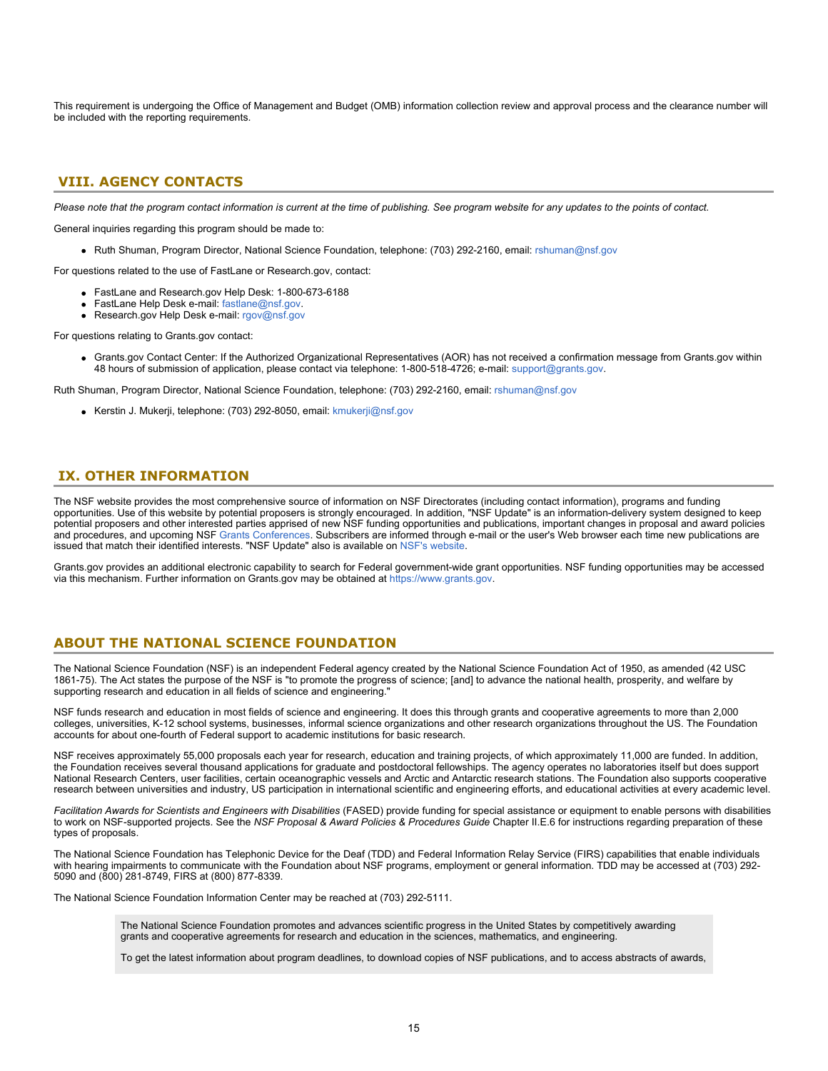This requirement is undergoing the Office of Management and Budget (OMB) information collection review and approval process and the clearance number will be included with the reporting requirements.

## VIII. AGENCY CONTACTS

*Please note that the program contact information is current at the time of publishing. See program website for any updates to the points of contact.*

General inquiries regarding this program should be made to:

- Ruth Shuman, Program Director, National Science Foundation, telephone: (703) 292-2160, email: rshuman@nsf.gov

For questions related to the use of FastLane or Research.gov, contact:

- FastLane and Research.gov Help Desk: 1-800-673-6188
- FastLane Help Desk e-mail: fastlane@nsf.gov.
- Research.gov Help Desk e-mail: rgov@nsf.gov

For questions relating to Grants.gov contact:

- Grants.gov Contact Center: If the Authorized Organizational Representatives (AOR) has not received a confirmation message from Grants.gov within 48 hours of submission of application, please contact via telephone: 1-800-518-4726; e-mail: support@grants.gov.

Ruth Shuman, Program Director, National Science Foundation, telephone: (703) 292-2160, email: rshuman@nsf.gov

- Kerstin J. Mukerji, telephone: (703) 292-8050, email: kmukerji@nsf.gov

## IX. OTHER INFORMATION

The NSF website provides the most comprehensive source of information on NSF Directorates (including contact information), programs and funding opportunities. Use of this website by potential proposers is strongly encouraged. In addition, "NSF Update" is an information-delivery system designed to keep potential proposers and other interested parties apprised of new NSF funding opportunities and publications, important changes in proposal and award policies and procedures, and upcoming NSF Grants Conferences. Subscribers are informed through e-mail or the user's Web browser each time new publications are issued that match their identified interests. "NSF Update" also is available on NSF's website.

Grants.gov provides an additional electronic capability to search for Federal government-wide grant opportunities. NSF funding opportunities may be accessed via this mechanism. Further information on Grants.gov may be obtained at https://www.grants.gov.

## ABOUT THE NATIONAL SCIENCE FOUNDATION

The National Science Foundation (NSF) is an independent Federal agency created by the National Science Foundation Act of 1950, as amended (42 USC 1861-75). The Act states the purpose of the NSF is "to promote the progress of science; [and] to advance the national health, prosperity, and welfare by supporting research and education in all fields of science and engineering."

NSF funds research and education in most fields of science and engineering. It does this through grants and cooperative agreements to more than 2,000 colleges, universities, K-12 school systems, businesses, informal science organizations and other research organizations throughout the US. The Foundation accounts for about one-fourth of Federal support to academic institutions for basic research.

NSF receives approximately 55,000 proposals each year for research, education and training projects, of which approximately 11,000 are funded. In addition, the Foundation receives several thousand applications for graduate and postdoctoral fellowships. The agency operates no laboratories itself but does support National Research Centers, user facilities, certain oceanographic vessels and Arctic and Antarctic research stations. The Foundation also supports cooperative research between universities and industry, US participation in international scientific and engineering efforts, and educational activities at every academic level.

*Facilitation Awards for Scientists and Engineers with Disabilities* (FASED) provide funding for special assistance or equipment to enable persons with disabilities to work on NSF-supported projects. See the *NSF Proposal & Award Policies & Procedures Guide* Chapter II.E.6 for instructions regarding preparation of these types of proposals.

The National Science Foundation has Telephonic Device for the Deaf (TDD) and Federal Information Relay Service (FIRS) capabilities that enable individuals with hearing impairments to communicate with the Foundation about NSF programs, employment or general information. TDD may be accessed at (703) 292-5090 and (800) 281-8749, FIRS at (800) 877-8339.

The National Science Foundation Information Center may be reached at (703) 292-5111.

> The National Science Foundation promotes and advances scientific progress in the United States by competitively awarding grants and cooperative agreements for research and education in the sciences, mathematics, and engineering.
>
> To get the latest information about program deadlines, to download copies of NSF publications, and to access abstracts of awards,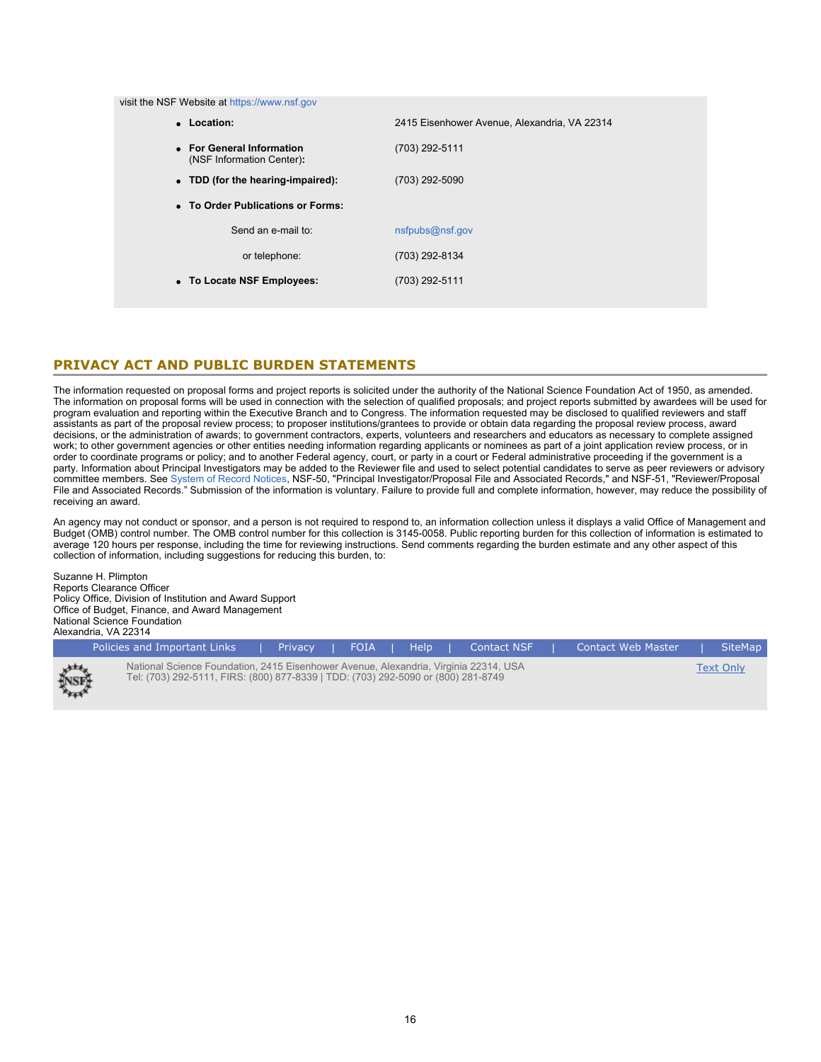visit the NSF Website at https://www.nsf.gov

- **Location:** 2415 Eisenhower Avenue, Alexandria, VA 22314
- **For General Information** (NSF Information Center)**:** (703) 292-5111
- **TDD (for the hearing-impaired):** (703) 292-5090
- **To Order Publications or Forms:**

  Send an e-mail to: nsfpubs@nsf.gov

  or telephone: (703) 292-8134
- **To Locate NSF Employees:** (703) 292-5111

## PRIVACY ACT AND PUBLIC BURDEN STATEMENTS

The information requested on proposal forms and project reports is solicited under the authority of the National Science Foundation Act of 1950, as amended. The information on proposal forms will be used in connection with the selection of qualified proposals; and project reports submitted by awardees will be used for program evaluation and reporting within the Executive Branch and to Congress. The information requested may be disclosed to qualified reviewers and staff assistants as part of the proposal review process; to proposer institutions/grantees to provide or obtain data regarding the proposal review process, award decisions, or the administration of awards; to government contractors, experts, volunteers and researchers and educators as necessary to complete assigned work; to other government agencies or other entities needing information regarding applicants or nominees as part of a joint application review process, or in order to coordinate programs or policy; and to another Federal agency, court, or party in a court or Federal administrative proceeding if the government is a party. Information about Principal Investigators may be added to the Reviewer file and used to select potential candidates to serve as peer reviewers or advisory committee members. See System of Record Notices, NSF-50, "Principal Investigator/Proposal File and Associated Records," and NSF-51, "Reviewer/Proposal File and Associated Records." Submission of the information is voluntary. Failure to provide full and complete information, however, may reduce the possibility of receiving an award.

An agency may not conduct or sponsor, and a person is not required to respond to, an information collection unless it displays a valid Office of Management and Budget (OMB) control number. The OMB control number for this collection is 3145-0058. Public reporting burden for this collection of information is estimated to average 120 hours per response, including the time for reviewing instructions. Send comments regarding the burden estimate and any other aspect of this collection of information, including suggestions for reducing this burden, to:

Suzanne H. Plimpton
Reports Clearance Officer
Policy Office, Division of Institution and Award Support
Office of Budget, Finance, and Award Management
National Science Foundation
Alexandria, VA 22314

Policies and Important Links | Privacy | FOIA | Help | Contact NSF | Contact Web Master | SiteMap

National Science Foundation, 2415 Eisenhower Avenue, Alexandria, Virginia 22314, USA
Tel: (703) 292-5111, FIRS: (800) 877-8339 | TDD: (703) 292-5090 or (800) 281-8749

Text Only